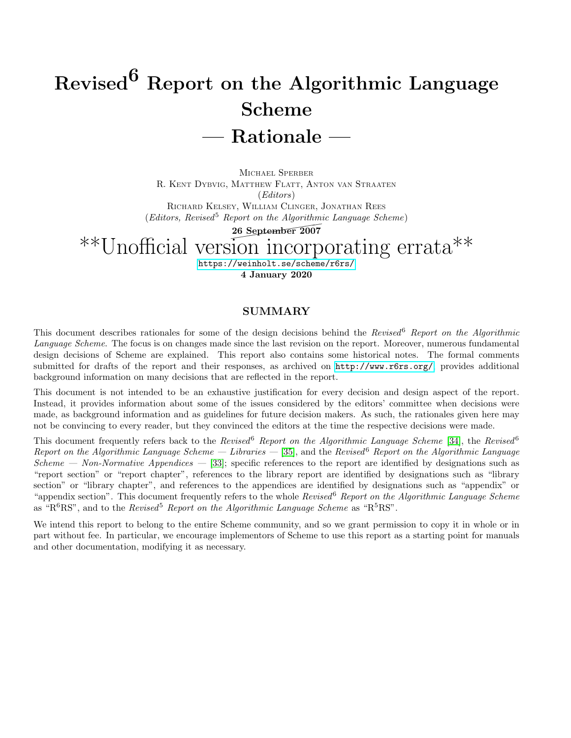# Revised$^6$ Report on the Algorithmic Language Scheme

## — Rationale —

Michael Sperber
R. Kent Dybvig, Matthew Flatt, Anton van Straaten
(*Editors*)
Richard Kelsey, William Clinger, Jonathan Rees
(*Editors, Revised$^5$ Report on the Algorithmic Language Scheme*)

~~**26 September 2007**~~

**Unofficial version incorporating errata**

https://weinholt.se/scheme/r6rs/

**4 January 2020**

## SUMMARY

This document describes rationales for some of the design decisions behind the *Revised$^6$ Report on the Algorithmic Language Scheme*. The focus is on changes made since the last revision on the report. Moreover, numerous fundamental design decisions of Scheme are explained. This report also contains some historical notes. The formal comments submitted for drafts of the report and their responses, as archived on http://www.r6rs.org/, provides additional background information on many decisions that are reflected in the report.

This document is not intended to be an exhaustive justification for every decision and design aspect of the report. Instead, it provides information about some of the issues considered by the editors' committee when decisions were made, as background information and as guidelines for future decision makers. As such, the rationales given here may not be convincing to every reader, but they convinced the editors at the time the respective decisions were made.

This document frequently refers back to the *Revised$^6$ Report on the Algorithmic Language Scheme* [34], the *Revised$^6$ Report on the Algorithmic Language Scheme — Libraries —* [35], and the *Revised$^6$ Report on the Algorithmic Language Scheme — Non-Normative Appendices —* [33]; specific references to the report are identified by designations such as "report section" or "report chapter", references to the library report are identified by designations such as "library section" or "library chapter", and references to the appendices are identified by designations such as "appendix" or "appendix section". This document frequently refers to the whole *Revised$^6$ Report on the Algorithmic Language Scheme* as "R$^6$RS", and to the *Revised$^5$ Report on the Algorithmic Language Scheme* as "R$^5$RS".

We intend this report to belong to the entire Scheme community, and so we grant permission to copy it in whole or in part without fee. In particular, we encourage implementors of Scheme to use this report as a starting point for manuals and other documentation, modifying it as necessary.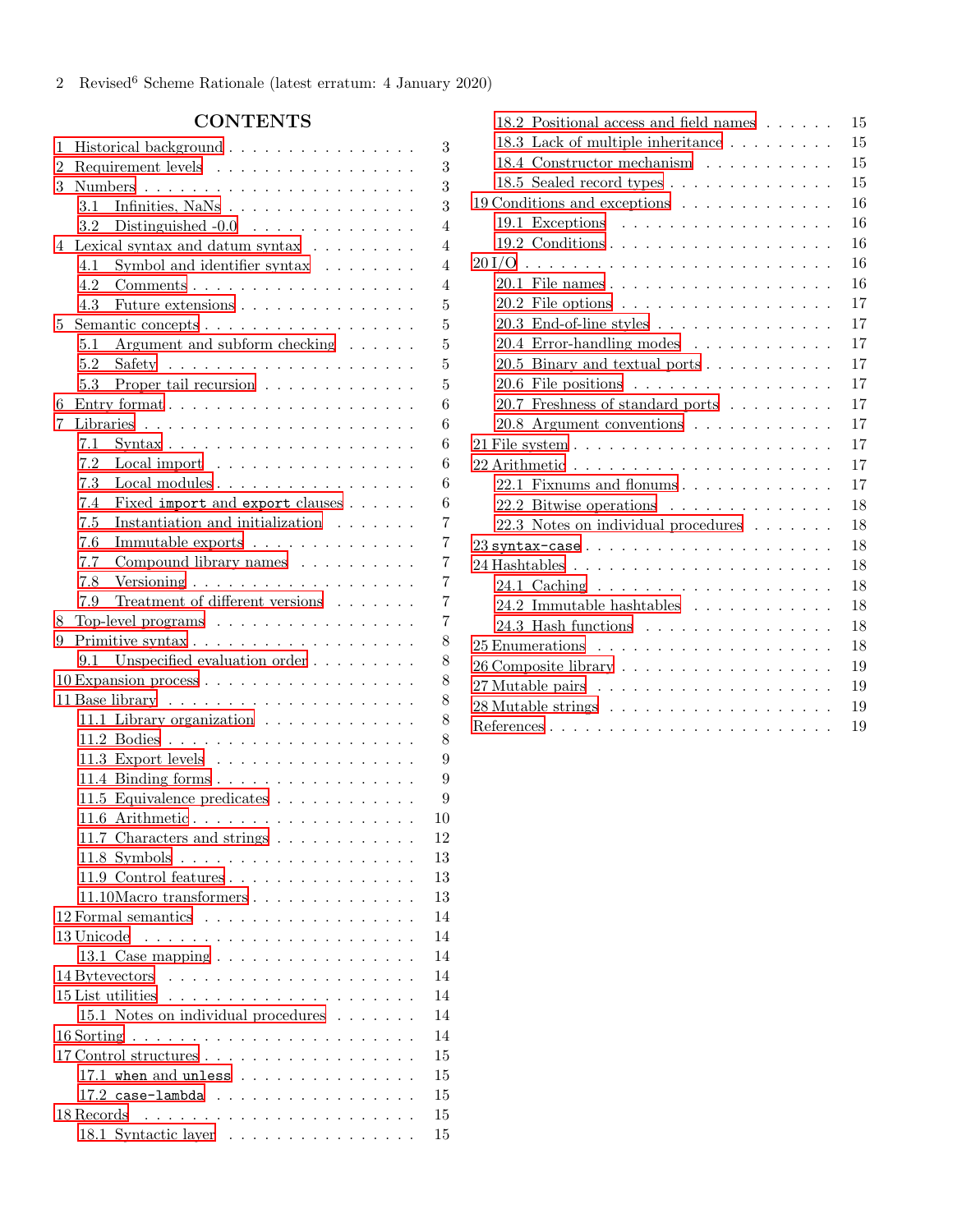## CONTENTS

- 1 Historical background . . . . . . . . . . . . . . . . 3
- 2 Requirement levels . . . . . . . . . . . . . . . . 3
- 3 Numbers . . . . . . . . . . . . . . . . . . . . . . 3
  - 3.1 Infinities, NaNs . . . . . . . . . . . . . . . . 3
  - 3.2 Distinguished -0.0 . . . . . . . . . . . . . . 4
- 4 Lexical syntax and datum syntax . . . . . . . . . 4
  - 4.1 Symbol and identifier syntax . . . . . . . . 4
  - 4.2 Comments . . . . . . . . . . . . . . . . . . . 4
  - 4.3 Future extensions . . . . . . . . . . . . . . . 5
- 5 Semantic concepts . . . . . . . . . . . . . . . . . 5
  - 5.1 Argument and subform checking . . . . . . 5
  - 5.2 Safety . . . . . . . . . . . . . . . . . . . . . . 5
  - 5.3 Proper tail recursion . . . . . . . . . . . . . 5
- 6 Entry format . . . . . . . . . . . . . . . . . . . . 6
- 7 Libraries . . . . . . . . . . . . . . . . . . . . . . 6
  - 7.1 Syntax . . . . . . . . . . . . . . . . . . . . . . 6
  - 7.2 Local import . . . . . . . . . . . . . . . . . . 6
  - 7.3 Local modules . . . . . . . . . . . . . . . . . 6
  - 7.4 Fixed `import` and `export` clauses . . . . . . 6
  - 7.5 Instantiation and initialization . . . . . . . 7
  - 7.6 Immutable exports . . . . . . . . . . . . . . 7
  - 7.7 Compound library names . . . . . . . . . . 7
  - 7.8 Versioning . . . . . . . . . . . . . . . . . . . 7
  - 7.9 Treatment of different versions . . . . . . . 7
- 8 Top-level programs . . . . . . . . . . . . . . . . 7
- 9 Primitive syntax . . . . . . . . . . . . . . . . . . 8
  - 9.1 Unspecified evaluation order . . . . . . . . . 8
- 10 Expansion process . . . . . . . . . . . . . . . . 8
- 11 Base library . . . . . . . . . . . . . . . . . . . 8
  - 11.1 Library organization . . . . . . . . . . . . . 8
  - 11.2 Bodies . . . . . . . . . . . . . . . . . . . . . 8
  - 11.3 Export levels . . . . . . . . . . . . . . . . . 9
  - 11.4 Binding forms . . . . . . . . . . . . . . . . . 9
  - 11.5 Equivalence predicates . . . . . . . . . . . . 9
  - 11.6 Arithmetic . . . . . . . . . . . . . . . . . . . 10
  - 11.7 Characters and strings . . . . . . . . . . . . 12
  - 11.8 Symbols . . . . . . . . . . . . . . . . . . . . 13
  - 11.9 Control features . . . . . . . . . . . . . . . 13
  - 11.10 Macro transformers . . . . . . . . . . . . . 13
- 12 Formal semantics . . . . . . . . . . . . . . . . . 14
- 13 Unicode . . . . . . . . . . . . . . . . . . . . . . 14
  - 13.1 Case mapping . . . . . . . . . . . . . . . . . 14
- 14 Bytevectors . . . . . . . . . . . . . . . . . . . . 14
- 15 List utilities . . . . . . . . . . . . . . . . . . . 14
  - 15.1 Notes on individual procedures . . . . . . . 14
- 16 Sorting . . . . . . . . . . . . . . . . . . . . . . 14
- 17 Control structures . . . . . . . . . . . . . . . . 15
  - 17.1 `when` and `unless` . . . . . . . . . . . . . . 15
  - 17.2 `case-lambda` . . . . . . . . . . . . . . . . . 15
- 18 Records . . . . . . . . . . . . . . . . . . . . . . 15
  - 18.1 Syntactic layer . . . . . . . . . . . . . . . . 15
  - 18.2 Positional access and field names . . . . . . 15
  - 18.3 Lack of multiple inheritance . . . . . . . . . 15
  - 18.4 Constructor mechanism . . . . . . . . . . . . 15
  - 18.5 Sealed record types . . . . . . . . . . . . . . 15
- 19 Conditions and exceptions . . . . . . . . . . . . 16
  - 19.1 Exceptions . . . . . . . . . . . . . . . . . . . 16
  - 19.2 Conditions . . . . . . . . . . . . . . . . . . . 16
- 20 I/O . . . . . . . . . . . . . . . . . . . . . . . . 16
  - 20.1 File names . . . . . . . . . . . . . . . . . . . 16
  - 20.2 File options . . . . . . . . . . . . . . . . . . 17
  - 20.3 End-of-line styles . . . . . . . . . . . . . . . 17
  - 20.4 Error-handling modes . . . . . . . . . . . . . 17
  - 20.5 Binary and textual ports . . . . . . . . . . . 17
  - 20.6 File positions . . . . . . . . . . . . . . . . . 17
  - 20.7 Freshness of standard ports . . . . . . . . . 17
  - 20.8 Argument conventions . . . . . . . . . . . . 17
- 21 File system . . . . . . . . . . . . . . . . . . . . 17
- 22 Arithmetic . . . . . . . . . . . . . . . . . . . . 17
  - 22.1 Fixnums and flonums . . . . . . . . . . . . . 17
  - 22.2 Bitwise operations . . . . . . . . . . . . . . 18
  - 22.3 Notes on individual procedures . . . . . . . 18
- 23 `syntax-case` . . . . . . . . . . . . . . . . . . . 18
- 24 Hashtables . . . . . . . . . . . . . . . . . . . . 18
  - 24.1 Caching . . . . . . . . . . . . . . . . . . . . 18
  - 24.2 Immutable hashtables . . . . . . . . . . . . . 18
  - 24.3 Hash functions . . . . . . . . . . . . . . . . 18
- 25 Enumerations . . . . . . . . . . . . . . . . . . . 18
- 26 Composite library . . . . . . . . . . . . . . . . 19
- 27 Mutable pairs . . . . . . . . . . . . . . . . . . . 19
- 28 Mutable strings . . . . . . . . . . . . . . . . . . 19
- References . . . . . . . . . . . . . . . . . . . . . . 19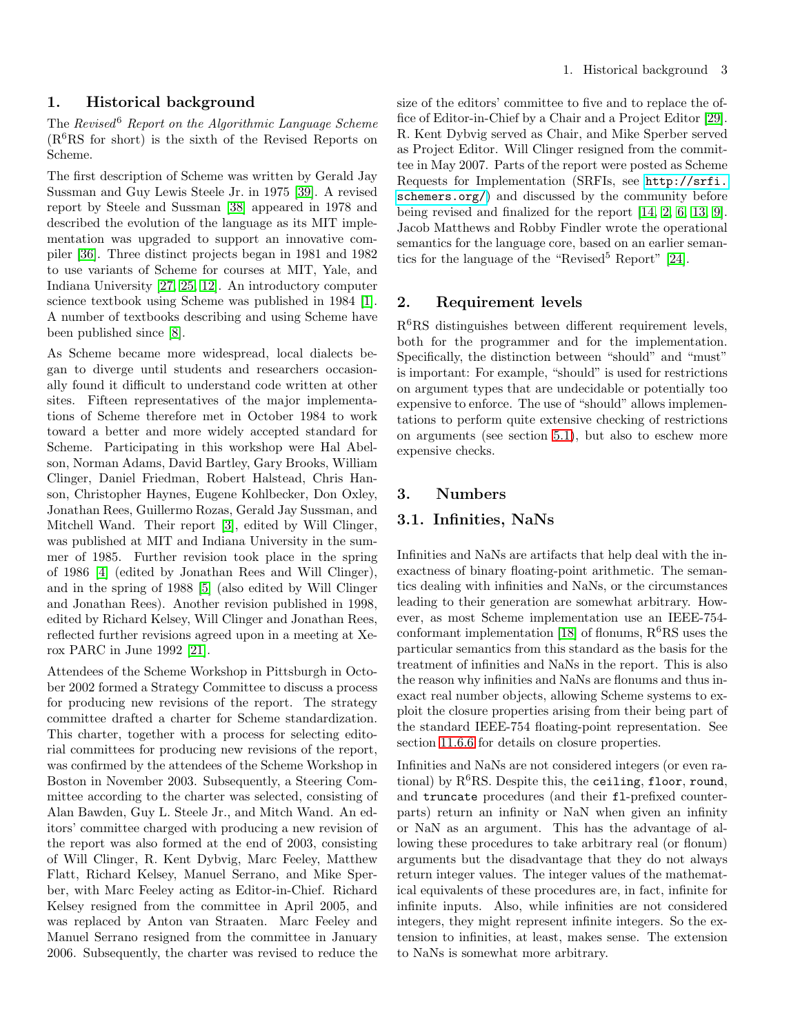# 1. Historical background

The *Revised*$^6$ *Report on the Algorithmic Language Scheme* (R$^6$RS for short) is the sixth of the Revised Reports on Scheme.

The first description of Scheme was written by Gerald Jay Sussman and Guy Lewis Steele Jr. in 1975 [39]. A revised report by Steele and Sussman [38] appeared in 1978 and described the evolution of the language as its MIT implementation was upgraded to support an innovative compiler [36]. Three distinct projects began in 1981 and 1982 to use variants of Scheme for courses at MIT, Yale, and Indiana University [27, 25, 12]. An introductory computer science textbook using Scheme was published in 1984 [1]. A number of textbooks describing and using Scheme have been published since [8].

As Scheme became more widespread, local dialects began to diverge until students and researchers occasionally found it difficult to understand code written at other sites. Fifteen representatives of the major implementations of Scheme therefore met in October 1984 to work toward a better and more widely accepted standard for Scheme. Participating in this workshop were Hal Abelson, Norman Adams, David Bartley, Gary Brooks, William Clinger, Daniel Friedman, Robert Halstead, Chris Hanson, Christopher Haynes, Eugene Kohlbecker, Don Oxley, Jonathan Rees, Guillermo Rozas, Gerald Jay Sussman, and Mitchell Wand. Their report [3], edited by Will Clinger, was published at MIT and Indiana University in the summer of 1985. Further revision took place in the spring of 1986 [4] (edited by Jonathan Rees and Will Clinger), and in the spring of 1988 [5] (also edited by Will Clinger and Jonathan Rees). Another revision published in 1998, edited by Richard Kelsey, Will Clinger and Jonathan Rees, reflected further revisions agreed upon in a meeting at Xerox PARC in June 1992 [21].

Attendees of the Scheme Workshop in Pittsburgh in October 2002 formed a Strategy Committee to discuss a process for producing new revisions of the report. The strategy committee drafted a charter for Scheme standardization. This charter, together with a process for selecting editorial committees for producing new revisions of the report, was confirmed by the attendees of the Scheme Workshop in Boston in November 2003. Subsequently, a Steering Committee according to the charter was selected, consisting of Alan Bawden, Guy L. Steele Jr., and Mitch Wand. An editors' committee charged with producing a new revision of the report was also formed at the end of 2003, consisting of Will Clinger, R. Kent Dybvig, Marc Feeley, Matthew Flatt, Richard Kelsey, Manuel Serrano, and Mike Sperber, with Marc Feeley acting as Editor-in-Chief. Richard Kelsey resigned from the committee in April 2005, and was replaced by Anton van Straaten. Marc Feeley and Manuel Serrano resigned from the committee in January 2006. Subsequently, the charter was revised to reduce the size of the editors' committee to five and to replace the office of Editor-in-Chief by a Chair and a Project Editor [29]. R. Kent Dybvig served as Chair, and Mike Sperber served as Project Editor. Will Clinger resigned from the committee in May 2007. Parts of the report were posted as Scheme Requests for Implementation (SRFIs, see `http://srfi.schemers.org/`) and discussed by the community before being revised and finalized for the report [14, 2, 6, 13, 9]. Jacob Matthews and Robby Findler wrote the operational semantics for the language core, based on an earlier semantics for the language of the "Revised$^5$ Report" [24].

# 2. Requirement levels

R$^6$RS distinguishes between different requirement levels, both for the programmer and for the implementation. Specifically, the distinction between "should" and "must" is important: For example, "should" is used for restrictions on argument types that are undecidable or potentially too expensive to enforce. The use of "should" allows implementations to perform quite extensive checking of restrictions on arguments (see section 5.1), but also to eschew more expensive checks.

# 3. Numbers

## 3.1. Infinities, NaNs

Infinities and NaNs are artifacts that help deal with the inexactness of binary floating-point arithmetic. The semantics dealing with infinities and NaNs, or the circumstances leading to their generation are somewhat arbitrary. However, as most Scheme implementation use an IEEE-754-conformant implementation [18] of flonums, R$^6$RS uses the particular semantics from this standard as the basis for the treatment of infinities and NaNs in the report. This is also the reason why infinities and NaNs are flonums and thus inexact real number objects, allowing Scheme systems to exploit the closure properties arising from their being part of the standard IEEE-754 floating-point representation. See section 11.6.6 for details on closure properties.

Infinities and NaNs are not considered integers (or even rational) by R$^6$RS. Despite this, the `ceiling`, `floor`, `round`, and `truncate` procedures (and their `fl`-prefixed counterparts) return an infinity or NaN when given an infinity or NaN as an argument. This has the advantage of allowing these procedures to take arbitrary real (or flonum) arguments but the disadvantage that they do not always return integer values. The integer values of the mathematical equivalents of these procedures are, in fact, infinite for infinite inputs. Also, while infinities are not considered integers, they might represent infinite integers. So the extension to infinities, at least, makes sense. The extension to NaNs is somewhat more arbitrary.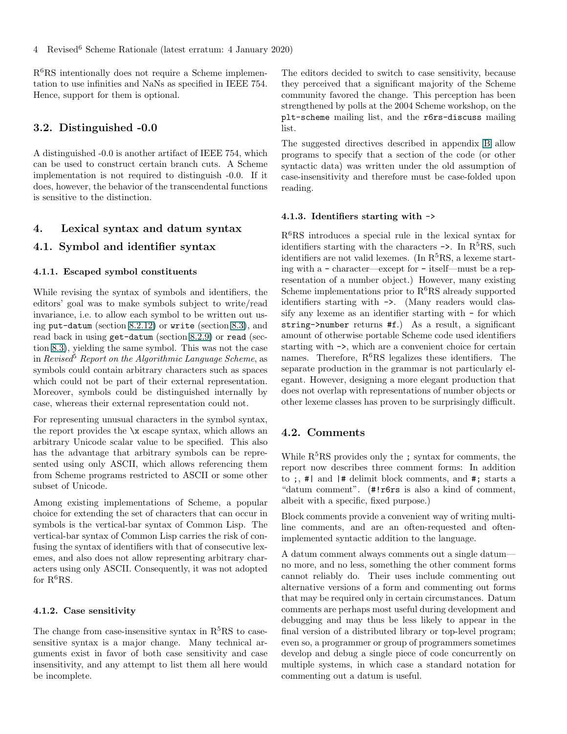R$^6$RS intentionally does not require a Scheme implementation to use infinities and NaNs as specified in IEEE 754. Hence, support for them is optional.

## 3.2. Distinguished -0.0

A distinguished -0.0 is another artifact of IEEE 754, which can be used to construct certain branch cuts. A Scheme implementation is not required to distinguish -0.0. If it does, however, the behavior of the transcendental functions is sensitive to the distinction.

# 4. Lexical syntax and datum syntax

## 4.1. Symbol and identifier syntax

### 4.1.1. Escaped symbol constituents

While revising the syntax of symbols and identifiers, the editors' goal was to make symbols subject to write/read invariance, i.e. to allow each symbol to be written out using `put-datum` (section 8.2.12) or `write` (section 8.3), and read back in using `get-datum` (section 8.2.9) or `read` (section 8.3), yielding the same symbol. This was not the case in *Revised$^5$ Report on the Algorithmic Language Scheme*, as symbols could contain arbitrary characters such as spaces which could not be part of their external representation. Moreover, symbols could be distinguished internally by case, whereas their external representation could not.

For representing unusual characters in the symbol syntax, the report provides the `\x` escape syntax, which allows an arbitrary Unicode scalar value to be specified. This also has the advantage that arbitrary symbols can be represented using only ASCII, which allows referencing them from Scheme programs restricted to ASCII or some other subset of Unicode.

Among existing implementations of Scheme, a popular choice for extending the set of characters that can occur in symbols is the vertical-bar syntax of Common Lisp. The vertical-bar syntax of Common Lisp carries the risk of confusing the syntax of identifiers with that of consecutive lexemes, and also does not allow representing arbitrary characters using only ASCII. Consequently, it was not adopted for R$^6$RS.

### 4.1.2. Case sensitivity

The change from case-insensitive syntax in R$^5$RS to case-sensitive syntax is a major change. Many technical arguments exist in favor of both case sensitivity and case insensitivity, and any attempt to list them all here would be incomplete.

The editors decided to switch to case sensitivity, because they perceived that a significant majority of the Scheme community favored the change. This perception has been strengthened by polls at the 2004 Scheme workshop, on the `plt-scheme` mailing list, and the `r6rs-discuss` mailing list.

The suggested directives described in appendix B allow programs to specify that a section of the code (or other syntactic data) was written under the old assumption of case-insensitivity and therefore must be case-folded upon reading.

### 4.1.3. Identifiers starting with ->

R$^6$RS introduces a special rule in the lexical syntax for identifiers starting with the characters `->`. In R$^5$RS, such identifiers are not valid lexemes. (In R$^5$RS, a lexeme starting with a `-` character—except for `-` itself—must be a representation of a number object.) However, many existing Scheme implementations prior to R$^6$RS already supported identifiers starting with `->`. (Many readers would classify any lexeme as an identifier starting with `-` for which `string->number` returns `#f`.) As a result, a significant amount of otherwise portable Scheme code used identifiers starting with `->`, which are a convenient choice for certain names. Therefore, R$^6$RS legalizes these identifiers. The separate production in the grammar is not particularly elegant. However, designing a more elegant production that does not overlap with representations of number objects or other lexeme classes has proven to be surprisingly difficult.

## 4.2. Comments

While R$^5$RS provides only the `;` syntax for comments, the report now describes three comment forms: In addition to `;`, `#|` and `|#` delimit block comments, and `#;` starts a "datum comment". (`#!r6rs` is also a kind of comment, albeit with a specific, fixed purpose.)

Block comments provide a convenient way of writing multiline comments, and are an often-requested and often-implemented syntactic addition to the language.

A datum comment always comments out a single datum—no more, and no less, something the other comment forms cannot reliably do. Their uses include commenting out alternative versions of a form and commenting out forms that may be required only in certain circumstances. Datum comments are perhaps most useful during development and debugging and may thus be less likely to appear in the final version of a distributed library or top-level program; even so, a programmer or group of programmers sometimes develop and debug a single piece of code concurrently on multiple systems, in which case a standard notation for commenting out a datum is useful.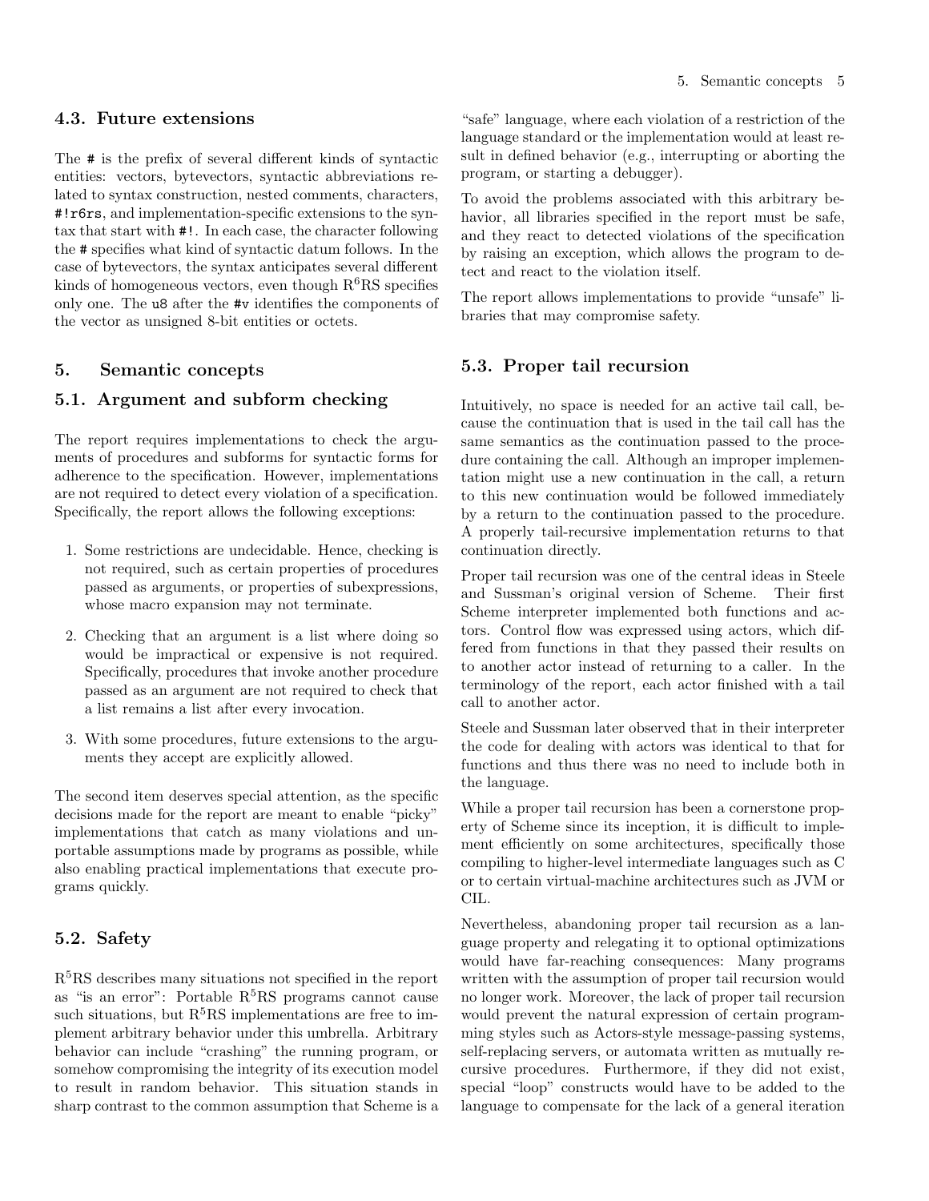## 4.3. Future extensions

The # is the prefix of several different kinds of syntactic entities: vectors, bytevectors, syntactic abbreviations related to syntax construction, nested comments, characters, `#!r6rs`, and implementation-specific extensions to the syntax that start with `#!`. In each case, the character following the # specifies what kind of syntactic datum follows. In the case of bytevectors, the syntax anticipates several different kinds of homogeneous vectors, even though R$^6$RS specifies only one. The `u8` after the `#v` identifies the components of the vector as unsigned 8-bit entities or octets.

# 5. Semantic concepts

## 5.1. Argument and subform checking

The report requires implementations to check the arguments of procedures and subforms for syntactic forms for adherence to the specification. However, implementations are not required to detect every violation of a specification. Specifically, the report allows the following exceptions:

1. Some restrictions are undecidable. Hence, checking is not required, such as certain properties of procedures passed as arguments, or properties of subexpressions, whose macro expansion may not terminate.

2. Checking that an argument is a list where doing so would be impractical or expensive is not required. Specifically, procedures that invoke another procedure passed as an argument are not required to check that a list remains a list after every invocation.

3. With some procedures, future extensions to the arguments they accept are explicitly allowed.

The second item deserves special attention, as the specific decisions made for the report are meant to enable "picky" implementations that catch as many violations and unportable assumptions made by programs as possible, while also enabling practical implementations that execute programs quickly.

## 5.2. Safety

R$^5$RS describes many situations not specified in the report as "is an error": Portable R$^5$RS programs cannot cause such situations, but R$^5$RS implementations are free to implement arbitrary behavior under this umbrella. Arbitrary behavior can include "crashing" the running program, or somehow compromising the integrity of its execution model to result in random behavior. This situation stands in sharp contrast to the common assumption that Scheme is a "safe" language, where each violation of a restriction of the language standard or the implementation would at least result in defined behavior (e.g., interrupting or aborting the program, or starting a debugger).

To avoid the problems associated with this arbitrary behavior, all libraries specified in the report must be safe, and they react to detected violations of the specification by raising an exception, which allows the program to detect and react to the violation itself.

The report allows implementations to provide "unsafe" libraries that may compromise safety.

## 5.3. Proper tail recursion

Intuitively, no space is needed for an active tail call, because the continuation that is used in the tail call has the same semantics as the continuation passed to the procedure containing the call. Although an improper implementation might use a new continuation in the call, a return to this new continuation would be followed immediately by a return to the continuation passed to the procedure. A properly tail-recursive implementation returns to that continuation directly.

Proper tail recursion was one of the central ideas in Steele and Sussman's original version of Scheme. Their first Scheme interpreter implemented both functions and actors. Control flow was expressed using actors, which differed from functions in that they passed their results on to another actor instead of returning to a caller. In the terminology of the report, each actor finished with a tail call to another actor.

Steele and Sussman later observed that in their interpreter the code for dealing with actors was identical to that for functions and thus there was no need to include both in the language.

While a proper tail recursion has been a cornerstone property of Scheme since its inception, it is difficult to implement efficiently on some architectures, specifically those compiling to higher-level intermediate languages such as C or to certain virtual-machine architectures such as JVM or CIL.

Nevertheless, abandoning proper tail recursion as a language property and relegating it to optional optimizations would have far-reaching consequences: Many programs written with the assumption of proper tail recursion would no longer work. Moreover, the lack of proper tail recursion would prevent the natural expression of certain programming styles such as Actors-style message-passing systems, self-replacing servers, or automata written as mutually recursive procedures. Furthermore, if they did not exist, special "loop" constructs would have to be added to the language to compensate for the lack of a general iteration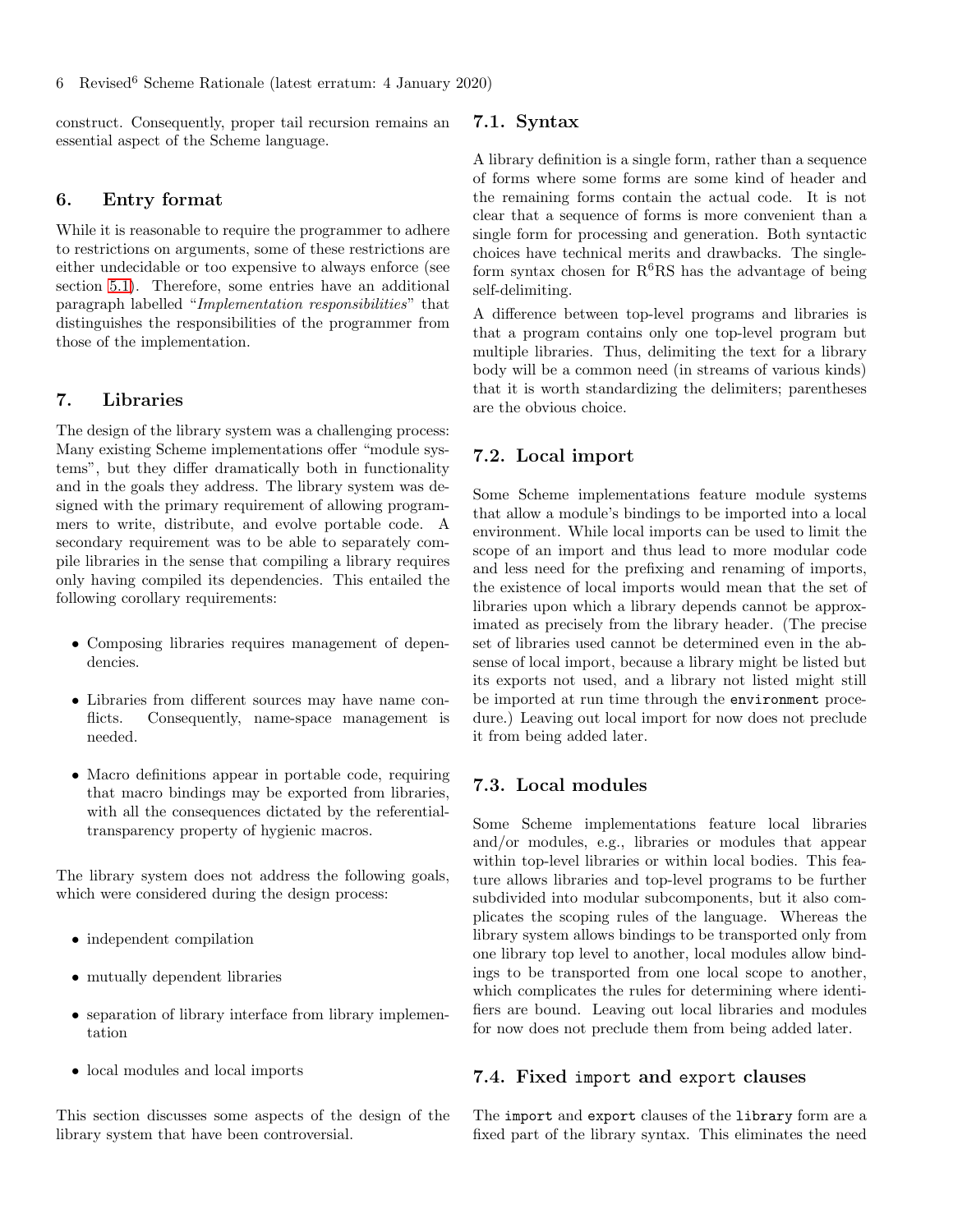construct. Consequently, proper tail recursion remains an essential aspect of the Scheme language.

## 6. Entry format

While it is reasonable to require the programmer to adhere to restrictions on arguments, some of these restrictions are either undecidable or too expensive to always enforce (see section 5.1). Therefore, some entries have an additional paragraph labelled "*Implementation responsibilities*" that distinguishes the responsibilities of the programmer from those of the implementation.

## 7. Libraries

The design of the library system was a challenging process: Many existing Scheme implementations offer "module systems", but they differ dramatically both in functionality and in the goals they address. The library system was designed with the primary requirement of allowing programmers to write, distribute, and evolve portable code. A secondary requirement was to be able to separately compile libraries in the sense that compiling a library requires only having compiled its dependencies. This entailed the following corollary requirements:

- Composing libraries requires management of dependencies.
- Libraries from different sources may have name conflicts. Consequently, name-space management is needed.
- Macro definitions appear in portable code, requiring that macro bindings may be exported from libraries, with all the consequences dictated by the referential-transparency property of hygienic macros.

The library system does not address the following goals, which were considered during the design process:

- independent compilation
- mutually dependent libraries
- separation of library interface from library implementation
- local modules and local imports

This section discusses some aspects of the design of the library system that have been controversial.

### 7.1. Syntax

A library definition is a single form, rather than a sequence of forms where some forms are some kind of header and the remaining forms contain the actual code. It is not clear that a sequence of forms is more convenient than a single form for processing and generation. Both syntactic choices have technical merits and drawbacks. The single-form syntax chosen for R$^6$RS has the advantage of being self-delimiting.

A difference between top-level programs and libraries is that a program contains only one top-level program but multiple libraries. Thus, delimiting the text for a library body will be a common need (in streams of various kinds) that it is worth standardizing the delimiters; parentheses are the obvious choice.

### 7.2. Local import

Some Scheme implementations feature module systems that allow a module's bindings to be imported into a local environment. While local imports can be used to limit the scope of an import and thus lead to more modular code and less need for the prefixing and renaming of imports, the existence of local imports would mean that the set of libraries upon which a library depends cannot be approximated as precisely from the library header. (The precise set of libraries used cannot be determined even in the absense of local import, because a library might be listed but its exports not used, and a library not listed might still be imported at run time through the `environment` procedure.) Leaving out local import for now does not preclude it from being added later.

### 7.3. Local modules

Some Scheme implementations feature local libraries and/or modules, e.g., libraries or modules that appear within top-level libraries or within local bodies. This feature allows libraries and top-level programs to be further subdivided into modular subcomponents, but it also complicates the scoping rules of the language. Whereas the library system allows bindings to be transported only from one library top level to another, local modules allow bindings to be transported from one local scope to another, which complicates the rules for determining where identifiers are bound. Leaving out local libraries and modules for now does not preclude them from being added later.

### 7.4. Fixed `import` and `export` clauses

The `import` and `export` clauses of the `library` form are a fixed part of the library syntax. This eliminates the need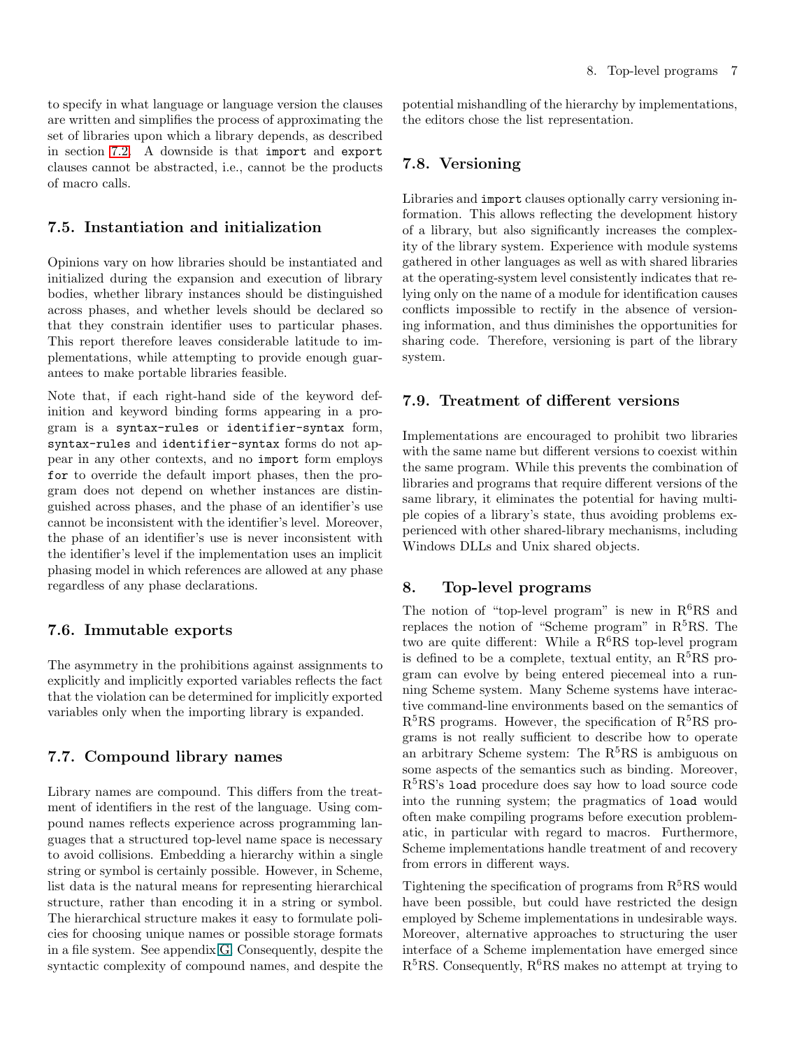to specify in what language or language version the clauses are written and simplifies the process of approximating the set of libraries upon which a library depends, as described in section 7.2. A downside is that `import` and `export` clauses cannot be abstracted, i.e., cannot be the products of macro calls.

### 7.5. Instantiation and initialization

Opinions vary on how libraries should be instantiated and initialized during the expansion and execution of library bodies, whether library instances should be distinguished across phases, and whether levels should be declared so that they constrain identifier uses to particular phases. This report therefore leaves considerable latitude to implementations, while attempting to provide enough guarantees to make portable libraries feasible.

Note that, if each right-hand side of the keyword definition and keyword binding forms appearing in a program is a `syntax-rules` or `identifier-syntax` form, `syntax-rules` and `identifier-syntax` forms do not appear in any other contexts, and no `import` form employs `for` to override the default import phases, then the program does not depend on whether instances are distinguished across phases, and the phase of an identifier's use cannot be inconsistent with the identifier's level. Moreover, the phase of an identifier's use is never inconsistent with the identifier's level if the implementation uses an implicit phasing model in which references are allowed at any phase regardless of any phase declarations.

### 7.6. Immutable exports

The asymmetry in the prohibitions against assignments to explicitly and implicitly exported variables reflects the fact that the violation can be determined for implicitly exported variables only when the importing library is expanded.

### 7.7. Compound library names

Library names are compound. This differs from the treatment of identifiers in the rest of the language. Using compound names reflects experience across programming languages that a structured top-level name space is necessary to avoid collisions. Embedding a hierarchy within a single string or symbol is certainly possible. However, in Scheme, list data is the natural means for representing hierarchical structure, rather than encoding it in a string or symbol. The hierarchical structure makes it easy to formulate policies for choosing unique names or possible storage formats in a file system. See appendix G. Consequently, despite the syntactic complexity of compound names, and despite the potential mishandling of the hierarchy by implementations, the editors chose the list representation.

### 7.8. Versioning

Libraries and `import` clauses optionally carry versioning information. This allows reflecting the development history of a library, but also significantly increases the complexity of the library system. Experience with module systems gathered in other languages as well as with shared libraries at the operating-system level consistently indicates that relying only on the name of a module for identification causes conflicts impossible to rectify in the absence of versioning information, and thus diminishes the opportunities for sharing code. Therefore, versioning is part of the library system.

### 7.9. Treatment of different versions

Implementations are encouraged to prohibit two libraries with the same name but different versions to coexist within the same program. While this prevents the combination of libraries and programs that require different versions of the same library, it eliminates the potential for having multiple copies of a library's state, thus avoiding problems experienced with other shared-library mechanisms, including Windows DLLs and Unix shared objects.

## 8. Top-level programs

The notion of "top-level program" is new in R$^6$RS and replaces the notion of "Scheme program" in R$^5$RS. The two are quite different: While a R$^6$RS top-level program is defined to be a complete, textual entity, an R$^5$RS program can evolve by being entered piecemeal into a running Scheme system. Many Scheme systems have interactive command-line environments based on the semantics of R$^5$RS programs. However, the specification of R$^5$RS programs is not really sufficient to describe how to operate an arbitrary Scheme system: The R$^5$RS is ambiguous on some aspects of the semantics such as binding. Moreover, R$^5$RS's `load` procedure does say how to load source code into the running system; the pragmatics of `load` would often make compiling programs before execution problematic, in particular with regard to macros. Furthermore, Scheme implementations handle treatment of and recovery from errors in different ways.

Tightening the specification of programs from R$^5$RS would have been possible, but could have restricted the design employed by Scheme implementations in undesirable ways. Moreover, alternative approaches to structuring the user interface of a Scheme implementation have emerged since R$^5$RS. Consequently, R$^6$RS makes no attempt at trying to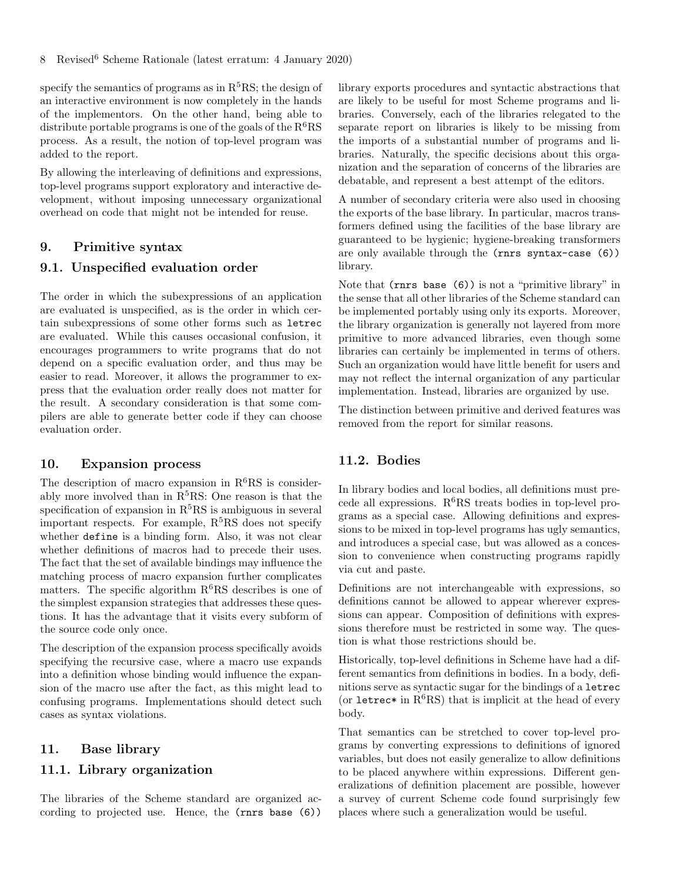specify the semantics of programs as in $R^5RS$; the design of an interactive environment is now completely in the hands of the implementors. On the other hand, being able to distribute portable programs is one of the goals of the $R^6RS$ process. As a result, the notion of top-level program was added to the report.

By allowing the interleaving of definitions and expressions, top-level programs support exploratory and interactive development, without imposing unnecessary organizational overhead on code that might not be intended for reuse.

## 9. Primitive syntax

### 9.1. Unspecified evaluation order

The order in which the subexpressions of an application are evaluated is unspecified, as is the order in which certain subexpressions of some other forms such as `letrec` are evaluated. While this causes occasional confusion, it encourages programmers to write programs that do not depend on a specific evaluation order, and thus may be easier to read. Moreover, it allows the programmer to express that the evaluation order really does not matter for the result. A secondary consideration is that some compilers are able to generate better code if they can choose evaluation order.

## 10. Expansion process

The description of macro expansion in $R^6RS$ is considerably more involved than in $R^5RS$: One reason is that the specification of expansion in $R^5RS$ is ambiguous in several important respects. For example, $R^5RS$ does not specify whether `define` is a binding form. Also, it was not clear whether definitions of macros had to precede their uses. The fact that the set of available bindings may influence the matching process of macro expansion further complicates matters. The specific algorithm $R^6RS$ describes is one of the simplest expansion strategies that addresses these questions. It has the advantage that it visits every subform of the source code only once.

The description of the expansion process specifically avoids specifying the recursive case, where a macro use expands into a definition whose binding would influence the expansion of the macro use after the fact, as this might lead to confusing programs. Implementations should detect such cases as syntax violations.

## 11. Base library

### 11.1. Library organization

The libraries of the Scheme standard are organized according to projected use. Hence, the `(rnrs base (6))` library exports procedures and syntactic abstractions that are likely to be useful for most Scheme programs and libraries. Conversely, each of the libraries relegated to the separate report on libraries is likely to be missing from the imports of a substantial number of programs and libraries. Naturally, the specific decisions about this organization and the separation of concerns of the libraries are debatable, and represent a best attempt of the editors.

A number of secondary criteria were also used in choosing the exports of the base library. In particular, macros transformers defined using the facilities of the base library are guaranteed to be hygienic; hygiene-breaking transformers are only available through the `(rnrs syntax-case (6))` library.

Note that `(rnrs base (6))` is not a "primitive library" in the sense that all other libraries of the Scheme standard can be implemented portably using only its exports. Moreover, the library organization is generally not layered from more primitive to more advanced libraries, even though some libraries can certainly be implemented in terms of others. Such an organization would have little benefit for users and may not reflect the internal organization of any particular implementation. Instead, libraries are organized by use.

The distinction between primitive and derived features was removed from the report for similar reasons.

### 11.2. Bodies

In library bodies and local bodies, all definitions must precede all expressions. $R^6RS$ treats bodies in top-level programs as a special case. Allowing definitions and expressions to be mixed in top-level programs has ugly semantics, and introduces a special case, but was allowed as a concession to convenience when constructing programs rapidly via cut and paste.

Definitions are not interchangeable with expressions, so definitions cannot be allowed to appear wherever expressions can appear. Composition of definitions with expressions therefore must be restricted in some way. The question is what those restrictions should be.

Historically, top-level definitions in Scheme have had a different semantics from definitions in bodies. In a body, definitions serve as syntactic sugar for the bindings of a `letrec` (or `letrec*` in $R^6RS$) that is implicit at the head of every body.

That semantics can be stretched to cover top-level programs by converting expressions to definitions of ignored variables, but does not easily generalize to allow definitions to be placed anywhere within expressions. Different generalizations of definition placement are possible, however a survey of current Scheme code found surprisingly few places where such a generalization would be useful.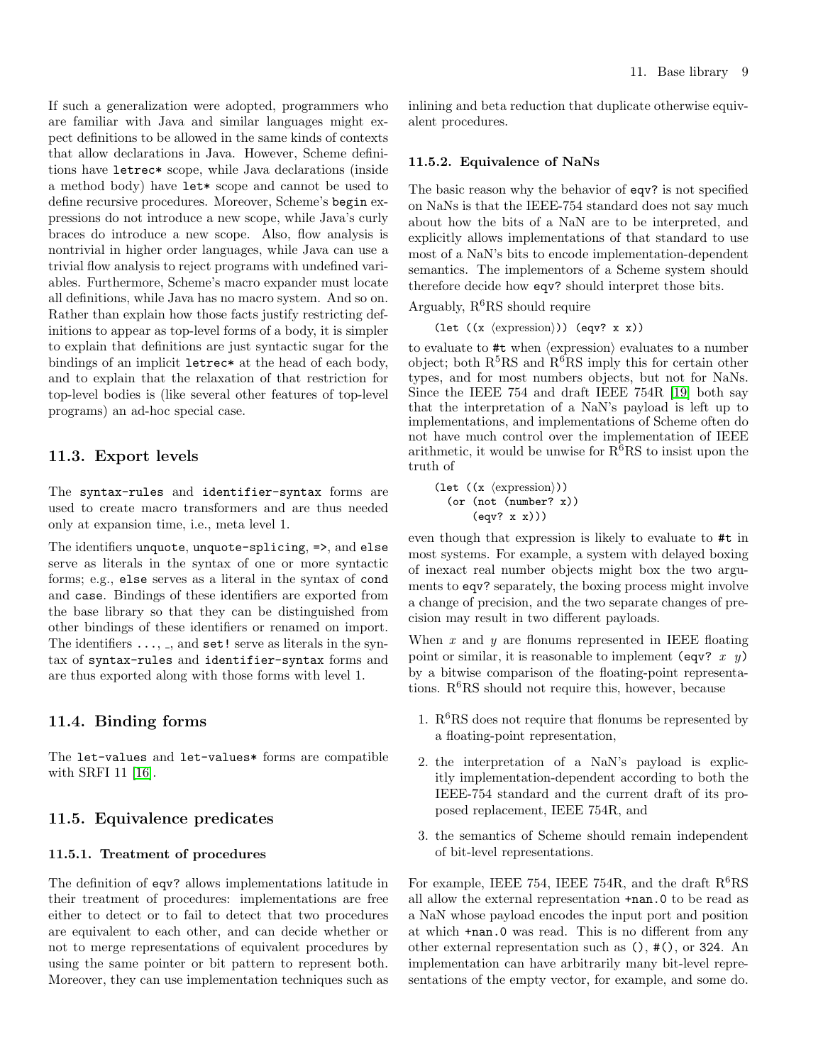If such a generalization were adopted, programmers who are familiar with Java and similar languages might expect definitions to be allowed in the same kinds of contexts that allow declarations in Java. However, Scheme definitions have `letrec*` scope, while Java declarations (inside a method body) have `let*` scope and cannot be used to define recursive procedures. Moreover, Scheme's `begin` expressions do not introduce a new scope, while Java's curly braces do introduce a new scope. Also, flow analysis is nontrivial in higher order languages, while Java can use a trivial flow analysis to reject programs with undefined variables. Furthermore, Scheme's macro expander must locate all definitions, while Java has no macro system. And so on. Rather than explain how those facts justify restricting definitions to appear as top-level forms of a body, it is simpler to explain that definitions are just syntactic sugar for the bindings of an implicit `letrec*` at the head of each body, and to explain that the relaxation of that restriction for top-level bodies is (like several other features of top-level programs) an ad-hoc special case.

## 11.3. Export levels

The `syntax-rules` and `identifier-syntax` forms are used to create macro transformers and are thus needed only at expansion time, i.e., meta level 1.

The identifiers `unquote`, `unquote-splicing`, `=>`, and `else` serve as literals in the syntax of one or more syntactic forms; e.g., `else` serves as a literal in the syntax of `cond` and `case`. Bindings of these identifiers are exported from the base library so that they can be distinguished from other bindings of these identifiers or renamed on import. The identifiers `...`, `_`, and `set!` serve as literals in the syntax of `syntax-rules` and `identifier-syntax` forms and are thus exported along with those forms with level 1.

## 11.4. Binding forms

The `let-values` and `let-values*` forms are compatible with SRFI 11 [16].

## 11.5. Equivalence predicates

### 11.5.1. Treatment of procedures

The definition of `eqv?` allows implementations latitude in their treatment of procedures: implementations are free either to detect or to fail to detect that two procedures are equivalent to each other, and can decide whether or not to merge representations of equivalent procedures by using the same pointer or bit pattern to represent both. Moreover, they can use implementation techniques such as inlining and beta reduction that duplicate otherwise equivalent procedures.

### 11.5.2. Equivalence of NaNs

The basic reason why the behavior of `eqv?` is not specified on NaNs is that the IEEE-754 standard does not say much about how the bits of a NaN are to be interpreted, and explicitly allows implementations of that standard to use most of a NaN's bits to encode implementation-dependent semantics. The implementors of a Scheme system should therefore decide how `eqv?` should interpret those bits.

Arguably, R[6]RS should require

```
(let ((x ⟨expression⟩)) (eqv? x x))
```

to evaluate to `#t` when ⟨expression⟩ evaluates to a number object; both R[5]RS and R[6]RS imply this for certain other types, and for most numbers objects, but not for NaNs. Since the IEEE 754 and draft IEEE 754R [19] both say that the interpretation of a NaN's payload is left up to implementations, and implementations of Scheme often do not have much control over the implementation of IEEE arithmetic, it would be unwise for R[6]RS to insist upon the truth of

```
(let ((x ⟨expression⟩))
  (or (not (number? x))
      (eqv? x x)))
```

even though that expression is likely to evaluate to `#t` in most systems. For example, a system with delayed boxing of inexact real number objects might box the two arguments to `eqv?` separately, the boxing process might involve a change of precision, and the two separate changes of precision may result in two different payloads.

When $x$ and $y$ are flonums represented in IEEE floating point or similar, it is reasonable to implement `(eqv? x y)` by a bitwise comparison of the floating-point representations. R[6]RS should not require this, however, because

1. R[6]RS does not require that flonums be represented by a floating-point representation,
2. the interpretation of a NaN's payload is explicitly implementation-dependent according to both the IEEE-754 standard and the current draft of its proposed replacement, IEEE 754R, and
3. the semantics of Scheme should remain independent of bit-level representations.

For example, IEEE 754, IEEE 754R, and the draft R[6]RS all allow the external representation `+nan.0` to be read as a NaN whose payload encodes the input port and position at which `+nan.0` was read. This is no different from any other external representation such as `()`, `#()`, or `324`. An implementation can have arbitrarily many bit-level representations of the empty vector, for example, and some do.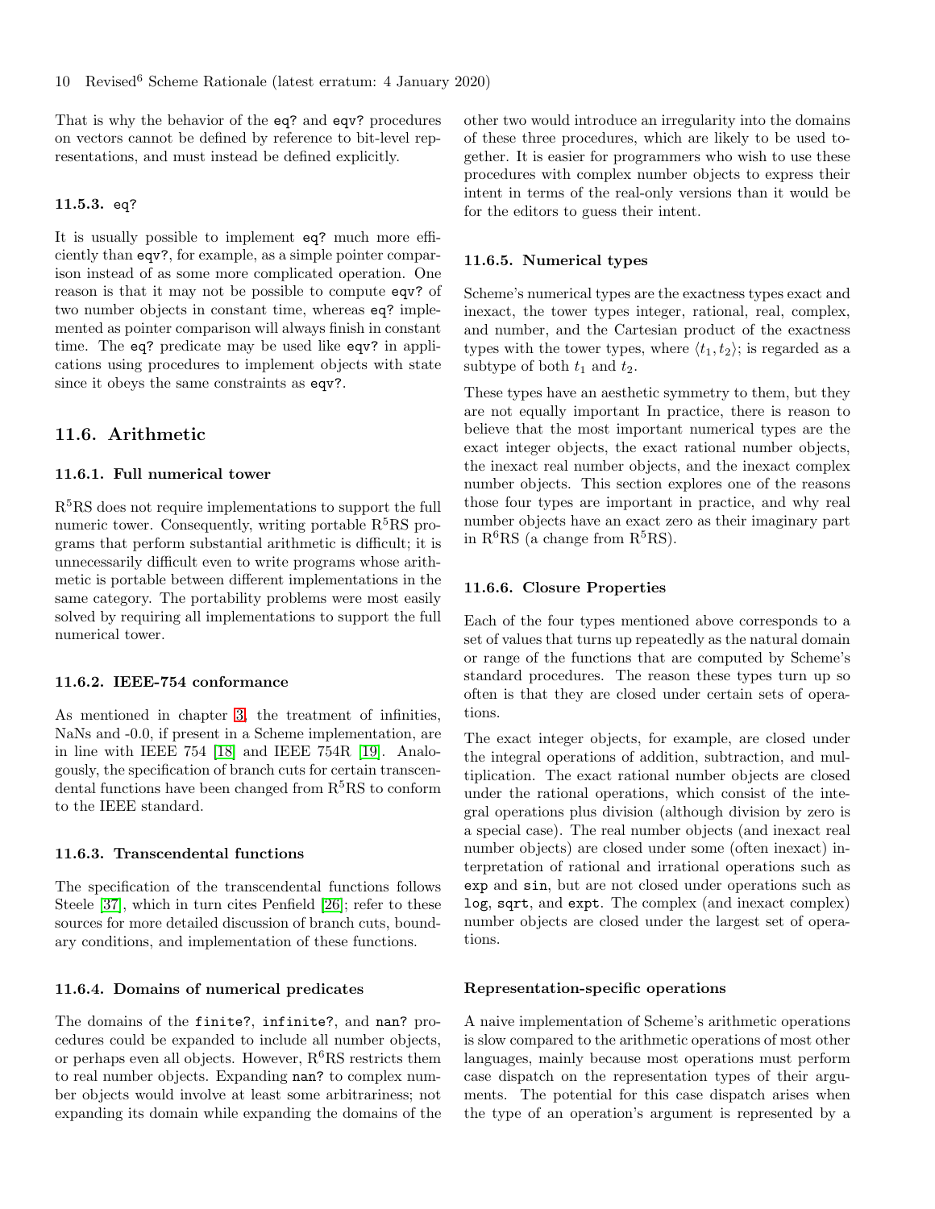That is why the behavior of the `eq?` and `eqv?` procedures on vectors cannot be defined by reference to bit-level representations, and must instead be defined explicitly.

#### 11.5.3. `eq?`

It is usually possible to implement `eq?` much more efficiently than `eqv?`, for example, as a simple pointer comparison instead of as some more complicated operation. One reason is that it may not be possible to compute `eqv?` of two number objects in constant time, whereas `eq?` implemented as pointer comparison will always finish in constant time. The `eq?` predicate may be used like `eqv?` in applications using procedures to implement objects with state since it obeys the same constraints as `eqv?`.

## 11.6. Arithmetic

#### 11.6.1. Full numerical tower

$\mathrm{R^5RS}$ does not require implementations to support the full numeric tower. Consequently, writing portable $\mathrm{R^5RS}$ programs that perform substantial arithmetic is difficult; it is unnecessarily difficult even to write programs whose arithmetic is portable between different implementations in the same category. The portability problems were most easily solved by requiring all implementations to support the full numerical tower.

#### 11.6.2. IEEE-754 conformance

As mentioned in chapter 3, the treatment of infinities, NaNs and -0.0, if present in a Scheme implementation, are in line with IEEE 754 [18] and IEEE 754R [19]. Analogously, the specification of branch cuts for certain transcendental functions have been changed from $\mathrm{R^5RS}$ to conform to the IEEE standard.

#### 11.6.3. Transcendental functions

The specification of the transcendental functions follows Steele [37], which in turn cites Penfield [26]; refer to these sources for more detailed discussion of branch cuts, boundary conditions, and implementation of these functions.

#### 11.6.4. Domains of numerical predicates

The domains of the `finite?`, `infinite?`, and `nan?` procedures could be expanded to include all number objects, or perhaps even all objects. However, $\mathrm{R^6RS}$ restricts them to real number objects. Expanding `nan?` to complex number objects would involve at least some arbitrariness; not expanding its domain while expanding the domains of the other two would introduce an irregularity into the domains of these three procedures, which are likely to be used together. It is easier for programmers who wish to use these procedures with complex number objects to express their intent in terms of the real-only versions than it would be for the editors to guess their intent.

#### 11.6.5. Numerical types

Scheme's numerical types are the exactness types exact and inexact, the tower types integer, rational, real, complex, and number, and the Cartesian product of the exactness types with the tower types, where $\langle t_1, t_2 \rangle$; is regarded as a subtype of both $t_1$ and $t_2$.

These types have an aesthetic symmetry to them, but they are not equally important In practice, there is reason to believe that the most important numerical types are the exact integer objects, the exact rational number objects, the inexact real number objects, and the inexact complex number objects. This section explores one of the reasons those four types are important in practice, and why real number objects have an exact zero as their imaginary part in $\mathrm{R^6RS}$ (a change from $\mathrm{R^5RS}$).

#### 11.6.6. Closure Properties

Each of the four types mentioned above corresponds to a set of values that turns up repeatedly as the natural domain or range of the functions that are computed by Scheme's standard procedures. The reason these types turn up so often is that they are closed under certain sets of operations.

The exact integer objects, for example, are closed under the integral operations of addition, subtraction, and multiplication. The exact rational number objects are closed under the rational operations, which consist of the integral operations plus division (although division by zero is a special case). The real number objects (and inexact real number objects) are closed under some (often inexact) interpretation of rational and irrational operations such as `exp` and `sin`, but are not closed under operations such as `log`, `sqrt`, and `expt`. The complex (and inexact complex) number objects are closed under the largest set of operations.

#### Representation-specific operations

A naive implementation of Scheme's arithmetic operations is slow compared to the arithmetic operations of most other languages, mainly because most operations must perform case dispatch on the representation types of their arguments. The potential for this case dispatch arises when the type of an operation's argument is represented by a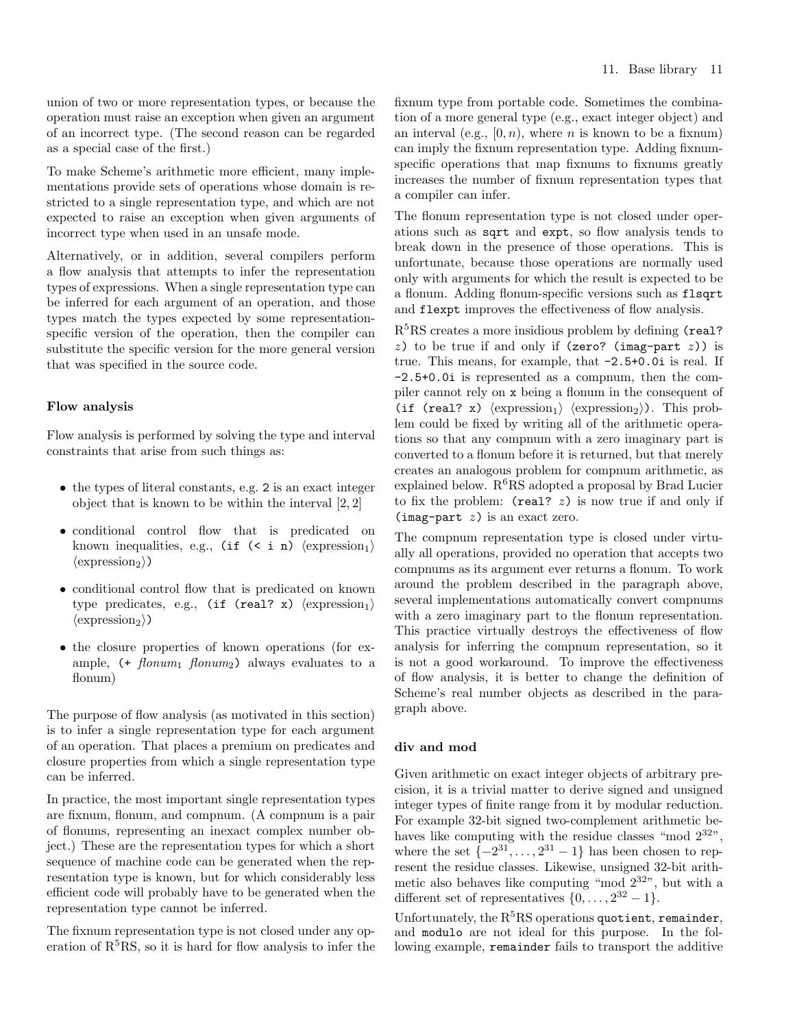union of two or more representation types, or because the operation must raise an exception when given an argument of an incorrect type. (The second reason can be regarded as a special case of the first.)

To make Scheme's arithmetic more efficient, many implementations provide sets of operations whose domain is restricted to a single representation type, and which are not expected to raise an exception when given arguments of incorrect type when used in an unsafe mode.

Alternatively, or in addition, several compilers perform a flow analysis that attempts to infer the representation types of expressions. When a single representation type can be inferred for each argument of an operation, and those types match the types expected by some representation-specific version of the operation, then the compiler can substitute the specific version for the more general version that was specified in the source code.

### Flow analysis

Flow analysis is performed by solving the type and interval constraints that arise from such things as:

- the types of literal constants, e.g. `2` is an exact integer object that is known to be within the interval $[2, 2]$
- conditional control flow that is predicated on known inequalities, e.g., `(if (< i n)` ⟨expression$_1$⟩ ⟨expression$_2$⟩`)`
- conditional control flow that is predicated on known type predicates, e.g., `(if (real? x)` ⟨expression$_1$⟩ ⟨expression$_2$⟩`)`
- the closure properties of known operations (for example, `(+` *flonum*$_1$ *flonum*$_2$`)` always evaluates to a flonum)

The purpose of flow analysis (as motivated in this section) is to infer a single representation type for each argument of an operation. That places a premium on predicates and closure properties from which a single representation type can be inferred.

In practice, the most important single representation types are fixnum, flonum, and compnum. (A compnum is a pair of flonums, representing an inexact complex number object.) These are the representation types for which a short sequence of machine code can be generated when the representation type is known, but for which considerably less efficient code will probably have to be generated when the representation type cannot be inferred.

The fixnum representation type is not closed under any operation of R[5]RS, so it is hard for flow analysis to infer the fixnum type from portable code. Sometimes the combination of a more general type (e.g., exact integer object) and an interval (e.g., $[0, n)$, where $n$ is known to be a fixnum) can imply the fixnum representation type. Adding fixnum-specific operations that map fixnums to fixnums greatly increases the number of fixnum representation types that a compiler can infer.

The flonum representation type is not closed under operations such as `sqrt` and `expt`, so flow analysis tends to break down in the presence of those operations. This is unfortunate, because those operations are normally used only with arguments for which the result is expected to be a flonum. Adding flonum-specific versions such as `flsqrt` and `flexpt` improves the effectiveness of flow analysis.

R[5]RS creates a more insidious problem by defining `(real?` *z*`)` to be true if and only if `(zero? (imag-part` *z*`))` is true. This means, for example, that `-2.5+0.0i` is real. If `-2.5+0.0i` is represented as a compnum, then the compiler cannot rely on `x` being a flonum in the consequent of `(if (real? x)` ⟨expression$_1$⟩ ⟨expression$_2$⟩`)`. This problem could be fixed by writing all of the arithmetic operations so that any compnum with a zero imaginary part is converted to a flonum before it is returned, but that merely creates an analogous problem for compnum arithmetic, as explained below. R[6]RS adopted a proposal by Brad Lucier to fix the problem: `(real?` *z*`)` is now true if and only if `(imag-part` *z*`)` is an exact zero.

The compnum representation type is closed under virtually all operations, provided no operation that accepts two compnums as its argument ever returns a flonum. To work around the problem described in the paragraph above, several implementations automatically convert compnums with a zero imaginary part to the flonum representation. This practice virtually destroys the effectiveness of flow analysis for inferring the compnum representation, so it is not a good workaround. To improve the effectiveness of flow analysis, it is better to change the definition of Scheme's real number objects as described in the paragraph above.

### div and mod

Given arithmetic on exact integer objects of arbitrary precision, it is a trivial matter to derive signed and unsigned integer types of finite range from it by modular reduction. For example 32-bit signed two-complement arithmetic behaves like computing with the residue classes "mod $2^{32}$", where the set $\{-2^{31}, \ldots, 2^{31} - 1\}$ has been chosen to represent the residue classes. Likewise, unsigned 32-bit arithmetic also behaves like computing "mod $2^{32}$", but with a different set of representatives $\{0, \ldots, 2^{32} - 1\}$.

Unfortunately, the R[5]RS operations `quotient`, `remainder`, and `modulo` are not ideal for this purpose. In the following example, `remainder` fails to transport the additive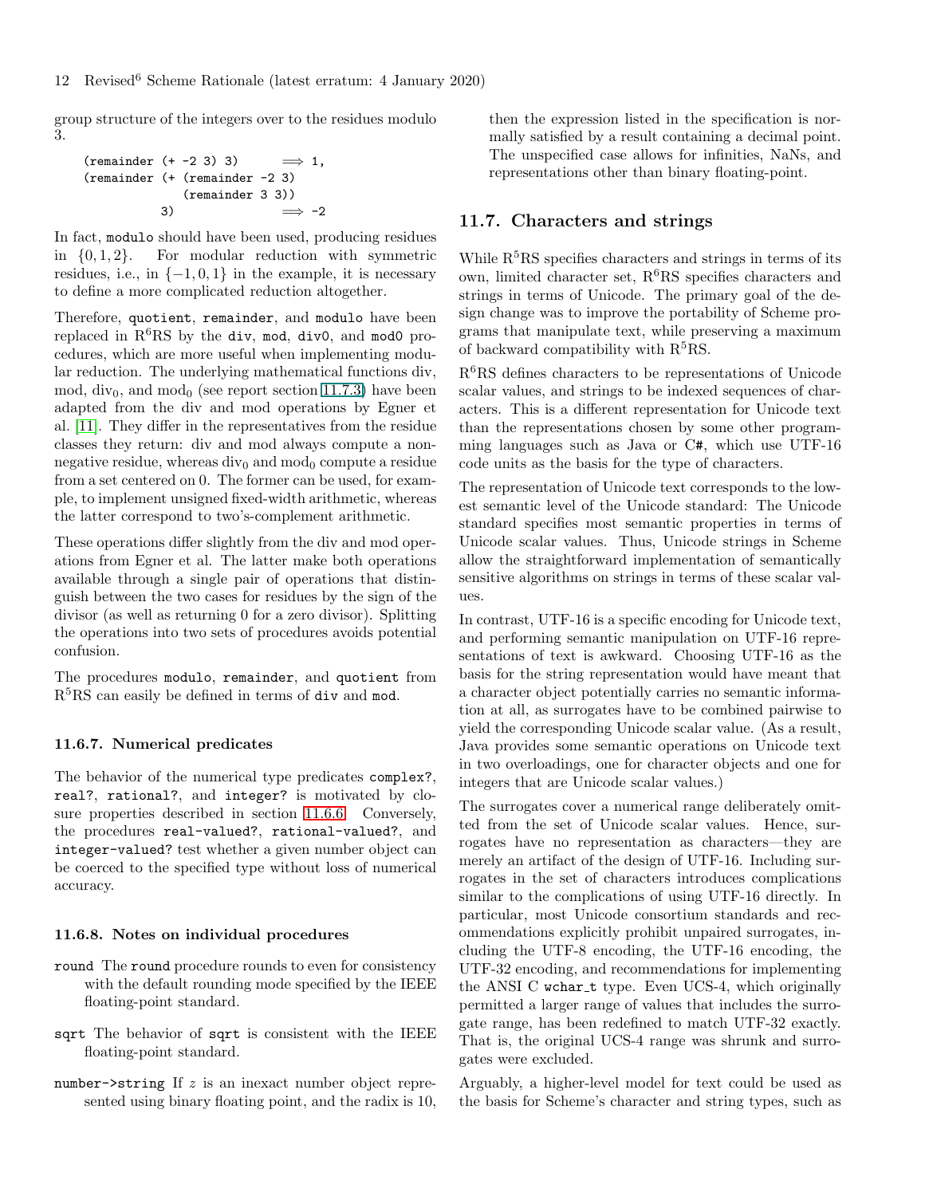group structure of the integers over to the residues modulo 3.

```
(remainder (+ -2 3) 3)       ⟹ 1,
(remainder (+ (remainder -2 3)
              (remainder 3 3))
           3)                ⟹ -2
```

In fact, modulo should have been used, producing residues in $\{0, 1, 2\}$. For modular reduction with symmetric residues, i.e., in $\{-1, 0, 1\}$ in the example, it is necessary to define a more complicated reduction altogether.

Therefore, quotient, remainder, and modulo have been replaced in R$^6$RS by the div, mod, div0, and mod0 procedures, which are more useful when implementing modular reduction. The underlying mathematical functions div, mod, div$_0$, and mod$_0$ (see report section 11.7.3) have been adapted from the div and mod operations by Egner et al. [11]. They differ in the representatives from the residue classes they return: div and mod always compute a nonnegative residue, whereas div$_0$ and mod$_0$ compute a residue from a set centered on 0. The former can be used, for example, to implement unsigned fixed-width arithmetic, whereas the latter correspond to two's-complement arithmetic.

These operations differ slightly from the div and mod operations from Egner et al. The latter make both operations available through a single pair of operations that distinguish between the two cases for residues by the sign of the divisor (as well as returning 0 for a zero divisor). Splitting the operations into two sets of procedures avoids potential confusion.

The procedures modulo, remainder, and quotient from R$^5$RS can easily be defined in terms of div and mod.

### 11.6.7. Numerical predicates

The behavior of the numerical type predicates complex?, real?, rational?, and integer? is motivated by closure properties described in section 11.6.6. Conversely, the procedures real-valued?, rational-valued?, and integer-valued? test whether a given number object can be coerced to the specified type without loss of numerical accuracy.

### 11.6.8. Notes on individual procedures

round The round procedure rounds to even for consistency with the default rounding mode specified by the IEEE floating-point standard.

sqrt The behavior of sqrt is consistent with the IEEE floating-point standard.

number->string If $z$ is an inexact number object represented using binary floating point, and the radix is 10, then the expression listed in the specification is normally satisfied by a result containing a decimal point. The unspecified case allows for infinities, NaNs, and representations other than binary floating-point.

## 11.7. Characters and strings

While R$^5$RS specifies characters and strings in terms of its own, limited character set, R$^6$RS specifies characters and strings in terms of Unicode. The primary goal of the design change was to improve the portability of Scheme programs that manipulate text, while preserving a maximum of backward compatibility with R$^5$RS.

R$^6$RS defines characters to be representations of Unicode scalar values, and strings to be indexed sequences of characters. This is a different representation for Unicode text than the representations chosen by some other programming languages such as Java or C#, which use UTF-16 code units as the basis for the type of characters.

The representation of Unicode text corresponds to the lowest semantic level of the Unicode standard: The Unicode standard specifies most semantic properties in terms of Unicode scalar values. Thus, Unicode strings in Scheme allow the straightforward implementation of semantically sensitive algorithms on strings in terms of these scalar values.

In contrast, UTF-16 is a specific encoding for Unicode text, and performing semantic manipulation on UTF-16 representations of text is awkward. Choosing UTF-16 as the basis for the string representation would have meant that a character object potentially carries no semantic information at all, as surrogates have to be combined pairwise to yield the corresponding Unicode scalar value. (As a result, Java provides some semantic operations on Unicode text in two overloadings, one for character objects and one for integers that are Unicode scalar values.)

The surrogates cover a numerical range deliberately omitted from the set of Unicode scalar values. Hence, surrogates have no representation as characters—they are merely an artifact of the design of UTF-16. Including surrogates in the set of characters introduces complications similar to the complications of using UTF-16 directly. In particular, most Unicode consortium standards and recommendations explicitly prohibit unpaired surrogates, including the UTF-8 encoding, the UTF-16 encoding, the UTF-32 encoding, and recommendations for implementing the ANSI C wchar_t type. Even UCS-4, which originally permitted a larger range of values that includes the surrogate range, has been redefined to match UTF-32 exactly. That is, the original UCS-4 range was shrunk and surrogates were excluded.

Arguably, a higher-level model for text could be used as the basis for Scheme's character and string types, such as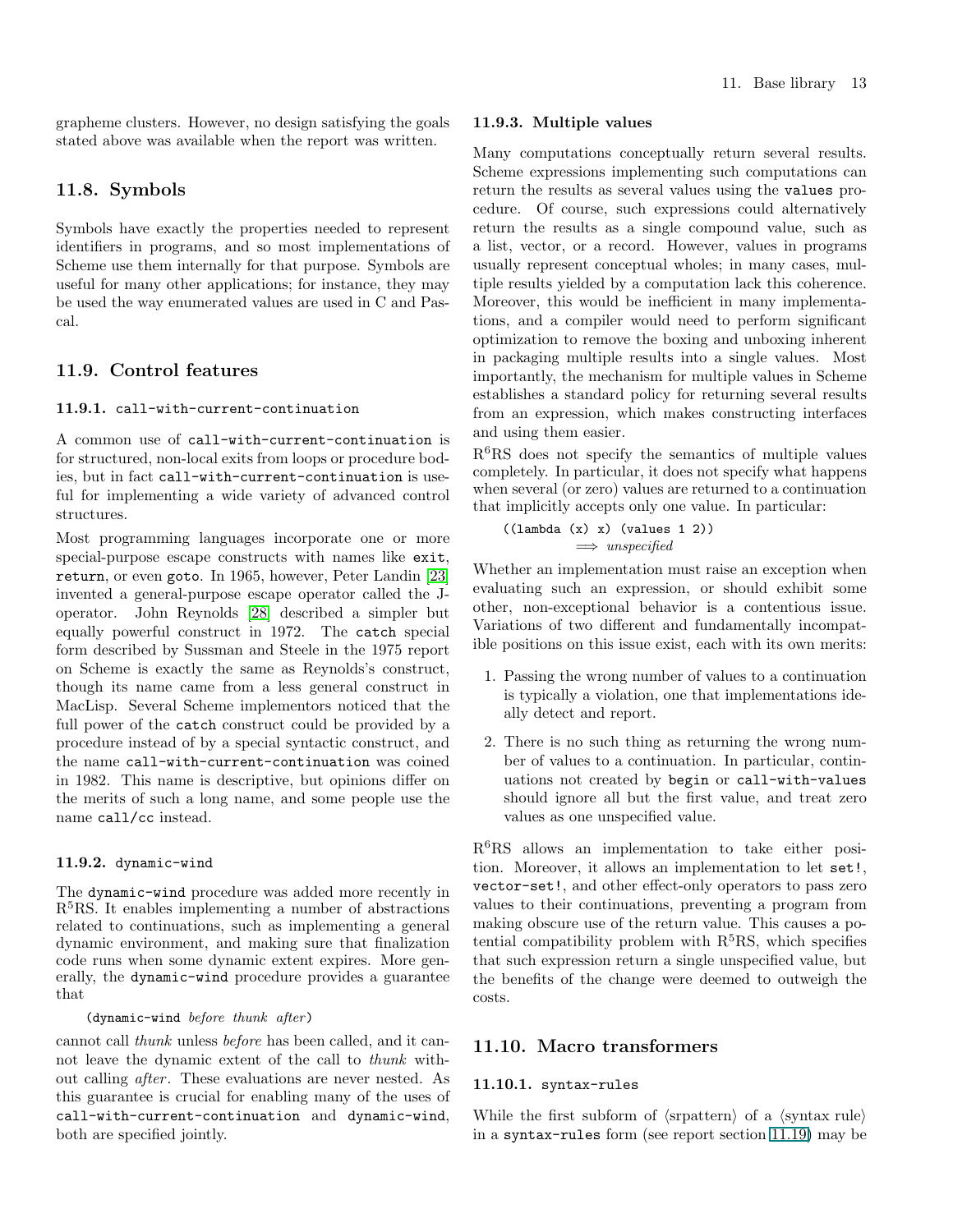grapheme clusters. However, no design satisfying the goals stated above was available when the report was written.

## 11.8. Symbols

Symbols have exactly the properties needed to represent identifiers in programs, and so most implementations of Scheme use them internally for that purpose. Symbols are useful for many other applications; for instance, they may be used the way enumerated values are used in C and Pascal.

## 11.9. Control features

### 11.9.1. `call-with-current-continuation`

A common use of `call-with-current-continuation` is for structured, non-local exits from loops or procedure bodies, but in fact `call-with-current-continuation` is useful for implementing a wide variety of advanced control structures.

Most programming languages incorporate one or more special-purpose escape constructs with names like `exit`, `return`, or even `goto`. In 1965, however, Peter Landin [23] invented a general-purpose escape operator called the J-operator. John Reynolds [28] described a simpler but equally powerful construct in 1972. The `catch` special form described by Sussman and Steele in the 1975 report on Scheme is exactly the same as Reynolds's construct, though its name came from a less general construct in MacLisp. Several Scheme implementors noticed that the full power of the `catch` construct could be provided by a procedure instead of by a special syntactic construct, and the name `call-with-current-continuation` was coined in 1982. This name is descriptive, but opinions differ on the merits of such a long name, and some people use the name `call/cc` instead.

### 11.9.2. `dynamic-wind`

The `dynamic-wind` procedure was added more recently in R5RS. It enables implementing a number of abstractions related to continuations, such as implementing a general dynamic environment, and making sure that finalization code runs when some dynamic extent expires. More generally, the `dynamic-wind` procedure provides a guarantee that

(`dynamic-wind` *before thunk after*)

cannot call *thunk* unless *before* has been called, and it cannot leave the dynamic extent of the call to *thunk* without calling *after*. These evaluations are never nested. As this guarantee is crucial for enabling many of the uses of `call-with-current-continuation` and `dynamic-wind`, both are specified jointly.

### 11.9.3. Multiple values

Many computations conceptually return several results. Scheme expressions implementing such computations can return the results as several values using the `values` procedure. Of course, such expressions could alternatively return the results as a single compound value, such as a list, vector, or a record. However, values in programs usually represent conceptual wholes; in many cases, multiple results yielded by a computation lack this coherence. Moreover, this would be inefficient in many implementations, and a compiler would need to perform significant optimization to remove the boxing and unboxing inherent in packaging multiple results into a single values. Most importantly, the mechanism for multiple values in Scheme establishes a standard policy for returning several results from an expression, which makes constructing interfaces and using them easier.

R6RS does not specify the semantics of multiple values completely. In particular, it does not specify what happens when several (or zero) values are returned to a continuation that implicitly accepts only one value. In particular:

```
((lambda (x) x) (values 1 2))
          ⟹ unspecified
```

Whether an implementation must raise an exception when evaluating such an expression, or should exhibit some other, non-exceptional behavior is a contentious issue. Variations of two different and fundamentally incompatible positions on this issue exist, each with its own merits:

1. Passing the wrong number of values to a continuation is typically a violation, one that implementations ideally detect and report.
2. There is no such thing as returning the wrong number of values to a continuation. In particular, continuations not created by `begin` or `call-with-values` should ignore all but the first value, and treat zero values as one unspecified value.

R6RS allows an implementation to take either position. Moreover, it allows an implementation to let `set!`, `vector-set!`, and other effect-only operators to pass zero values to their continuations, preventing a program from making obscure use of the return value. This causes a potential compatibility problem with R5RS, which specifies that such expression return a single unspecified value, but the benefits of the change were deemed to outweigh the costs.

## 11.10. Macro transformers

### 11.10.1. `syntax-rules`

While the first subform of ⟨srpattern⟩ of a ⟨syntax rule⟩ in a `syntax-rules` form (see report section 11.19) may be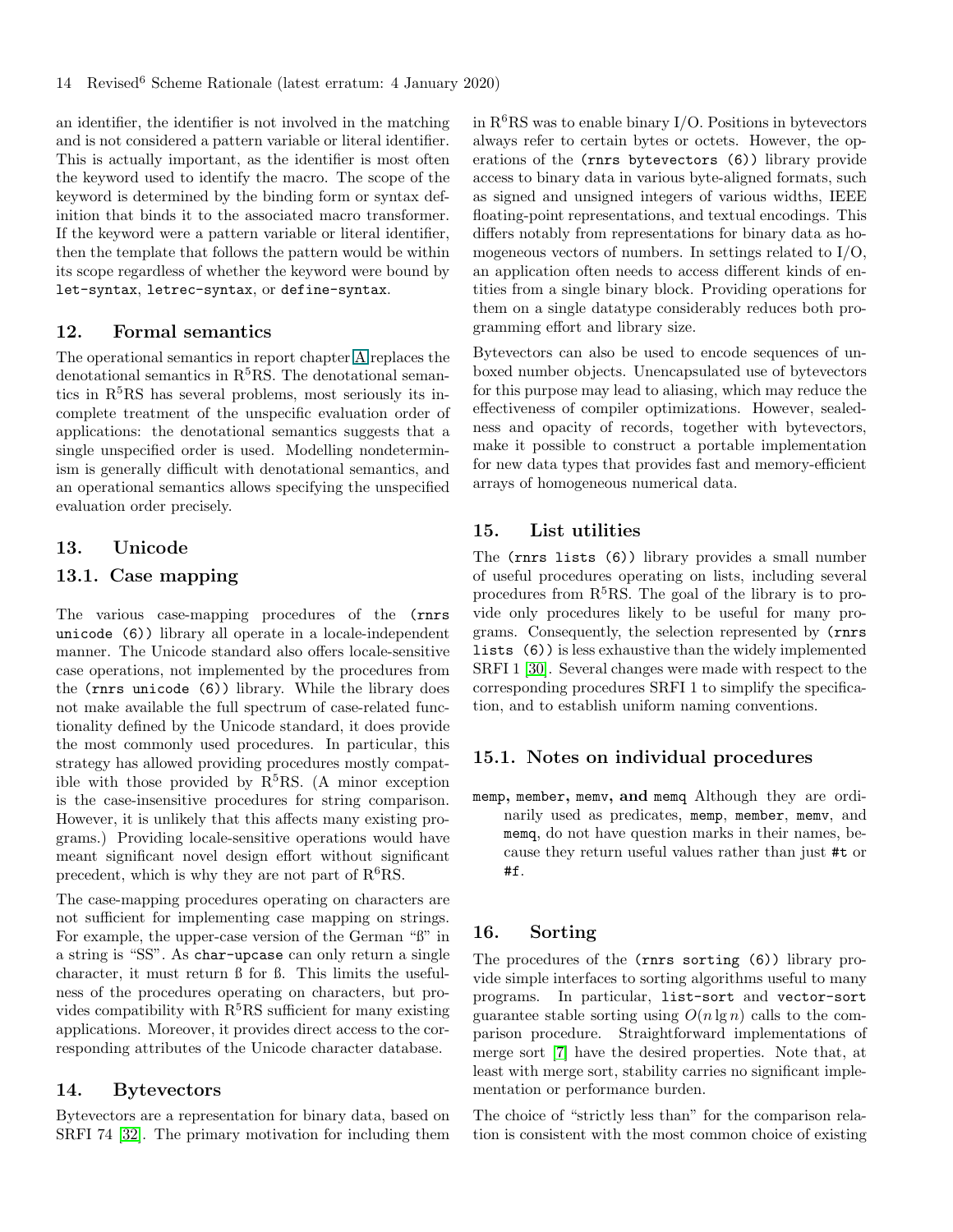an identifier, the identifier is not involved in the matching and is not considered a pattern variable or literal identifier. This is actually important, as the identifier is most often the keyword used to identify the macro. The scope of the keyword is determined by the binding form or syntax definition that binds it to the associated macro transformer. If the keyword were a pattern variable or literal identifier, then the template that follows the pattern would be within its scope regardless of whether the keyword were bound by `let-syntax`, `letrec-syntax`, or `define-syntax`.

## 12. Formal semantics

The operational semantics in report chapter A replaces the denotational semantics in R[5]RS. The denotational semantics in R[5]RS has several problems, most seriously its incomplete treatment of the unspecific evaluation order of applications: the denotational semantics suggests that a single unspecified order is used. Modelling nondeterminism is generally difficult with denotational semantics, and an operational semantics allows specifying the unspecified evaluation order precisely.

## 13. Unicode

### 13.1. Case mapping

The various case-mapping procedures of the `(rnrs unicode (6))` library all operate in a locale-independent manner. The Unicode standard also offers locale-sensitive case operations, not implemented by the procedures from the `(rnrs unicode (6))` library. While the library does not make available the full spectrum of case-related functionality defined by the Unicode standard, it does provide the most commonly used procedures. In particular, this strategy has allowed providing procedures mostly compatible with those provided by R[5]RS. (A minor exception is the case-insensitive procedures for string comparison. However, it is unlikely that this affects many existing programs.) Providing locale-sensitive operations would have meant significant novel design effort without significant precedent, which is why they are not part of R[6]RS.

The case-mapping procedures operating on characters are not sufficient for implementing case mapping on strings. For example, the upper-case version of the German "ß" in a string is "SS". As `char-upcase` can only return a single character, it must return ß for ß. This limits the usefulness of the procedures operating on characters, but provides compatibility with R[5]RS sufficient for many existing applications. Moreover, it provides direct access to the corresponding attributes of the Unicode character database.

## 14. Bytevectors

Bytevectors are a representation for binary data, based on SRFI 74 [32]. The primary motivation for including them in R[6]RS was to enable binary I/O. Positions in bytevectors always refer to certain bytes or octets. However, the operations of the `(rnrs bytevectors (6))` library provide access to binary data in various byte-aligned formats, such as signed and unsigned integers of various widths, IEEE floating-point representations, and textual encodings. This differs notably from representations for binary data as homogeneous vectors of numbers. In settings related to I/O, an application often needs to access different kinds of entities from a single binary block. Providing operations for them on a single datatype considerably reduces both programming effort and library size.

Bytevectors can also be used to encode sequences of unboxed number objects. Unencapsulated use of bytevectors for this purpose may lead to aliasing, which may reduce the effectiveness of compiler optimizations. However, sealedness and opacity of records, together with bytevectors, make it possible to construct a portable implementation for new data types that provides fast and memory-efficient arrays of homogeneous numerical data.

## 15. List utilities

The `(rnrs lists (6))` library provides a small number of useful procedures operating on lists, including several procedures from R[5]RS. The goal of the library is to provide only procedures likely to be useful for many programs. Consequently, the selection represented by `(rnrs lists (6))` is less exhaustive than the widely implemented SRFI 1 [30]. Several changes were made with respect to the corresponding procedures SRFI 1 to simplify the specification, and to establish uniform naming conventions.

### 15.1. Notes on individual procedures

**`memp`, `member`, `memv`, and `memq`** Although they are ordinarily used as predicates, `memp`, `member`, `memv`, and `memq`, do not have question marks in their names, because they return useful values rather than just `#t` or `#f`.

## 16. Sorting

The procedures of the `(rnrs sorting (6))` library provide simple interfaces to sorting algorithms useful to many programs. In particular, `list-sort` and `vector-sort` guarantee stable sorting using $O(n \lg n)$ calls to the comparison procedure. Straightforward implementations of merge sort [7] have the desired properties. Note that, at least with merge sort, stability carries no significant implementation or performance burden.

The choice of "strictly less than" for the comparison relation is consistent with the most common choice of existing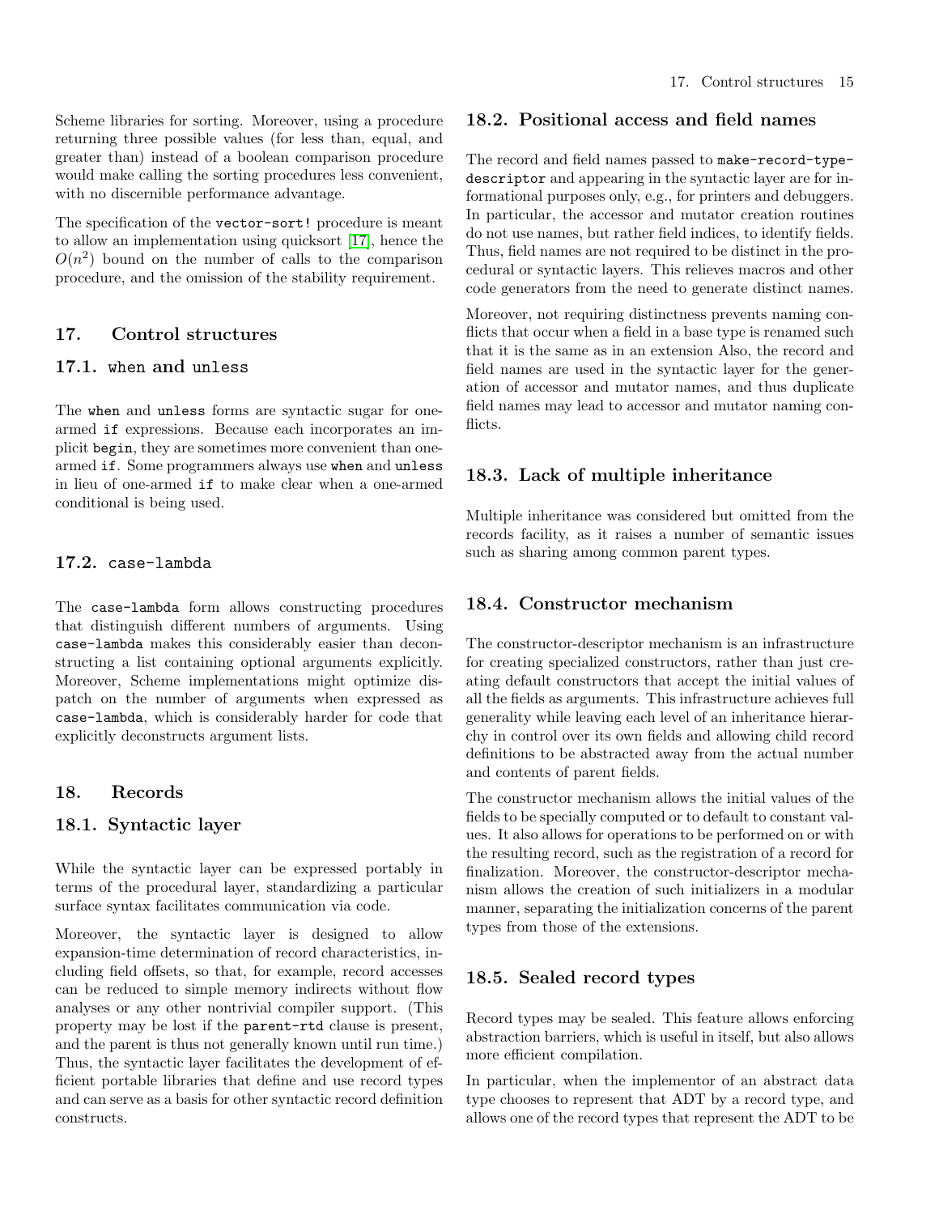Scheme libraries for sorting. Moreover, using a procedure returning three possible values (for less than, equal, and greater than) instead of a boolean comparison procedure would make calling the sorting procedures less convenient, with no discernible performance advantage.

The specification of the `vector-sort!` procedure is meant to allow an implementation using quicksort [17], hence the $O(n^2)$ bound on the number of calls to the comparison procedure, and the omission of the stability requirement.

## 17. Control structures

### 17.1. `when` and `unless`

The `when` and `unless` forms are syntactic sugar for one-armed `if` expressions. Because each incorporates an implicit `begin`, they are sometimes more convenient than one-armed `if`. Some programmers always use `when` and `unless` in lieu of one-armed `if` to make clear when a one-armed conditional is being used.

### 17.2. `case-lambda`

The `case-lambda` form allows constructing procedures that distinguish different numbers of arguments. Using `case-lambda` makes this considerably easier than deconstructing a list containing optional arguments explicitly. Moreover, Scheme implementations might optimize dispatch on the number of arguments when expressed as `case-lambda`, which is considerably harder for code that explicitly deconstructs argument lists.

## 18. Records

### 18.1. Syntactic layer

While the syntactic layer can be expressed portably in terms of the procedural layer, standardizing a particular surface syntax facilitates communication via code.

Moreover, the syntactic layer is designed to allow expansion-time determination of record characteristics, including field offsets, so that, for example, record accesses can be reduced to simple memory indirects without flow analyses or any other nontrivial compiler support. (This property may be lost if the `parent-rtd` clause is present, and the parent is thus not generally known until run time.) Thus, the syntactic layer facilitates the development of efficient portable libraries that define and use record types and can serve as a basis for other syntactic record definition constructs.

### 18.2. Positional access and field names

The record and field names passed to `make-record-type-descriptor` and appearing in the syntactic layer are for informational purposes only, e.g., for printers and debuggers. In particular, the accessor and mutator creation routines do not use names, but rather field indices, to identify fields. Thus, field names are not required to be distinct in the procedural or syntactic layers. This relieves macros and other code generators from the need to generate distinct names.

Moreover, not requiring distinctness prevents naming conflicts that occur when a field in a base type is renamed such that it is the same as in an extension Also, the record and field names are used in the syntactic layer for the generation of accessor and mutator names, and thus duplicate field names may lead to accessor and mutator naming conflicts.

### 18.3. Lack of multiple inheritance

Multiple inheritance was considered but omitted from the records facility, as it raises a number of semantic issues such as sharing among common parent types.

### 18.4. Constructor mechanism

The constructor-descriptor mechanism is an infrastructure for creating specialized constructors, rather than just creating default constructors that accept the initial values of all the fields as arguments. This infrastructure achieves full generality while leaving each level of an inheritance hierarchy in control over its own fields and allowing child record definitions to be abstracted away from the actual number and contents of parent fields.

The constructor mechanism allows the initial values of the fields to be specially computed or to default to constant values. It also allows for operations to be performed on or with the resulting record, such as the registration of a record for finalization. Moreover, the constructor-descriptor mechanism allows the creation of such initializers in a modular manner, separating the initialization concerns of the parent types from those of the extensions.

### 18.5. Sealed record types

Record types may be sealed. This feature allows enforcing abstraction barriers, which is useful in itself, but also allows more efficient compilation.

In particular, when the implementor of an abstract data type chooses to represent that ADT by a record type, and allows one of the record types that represent the ADT to be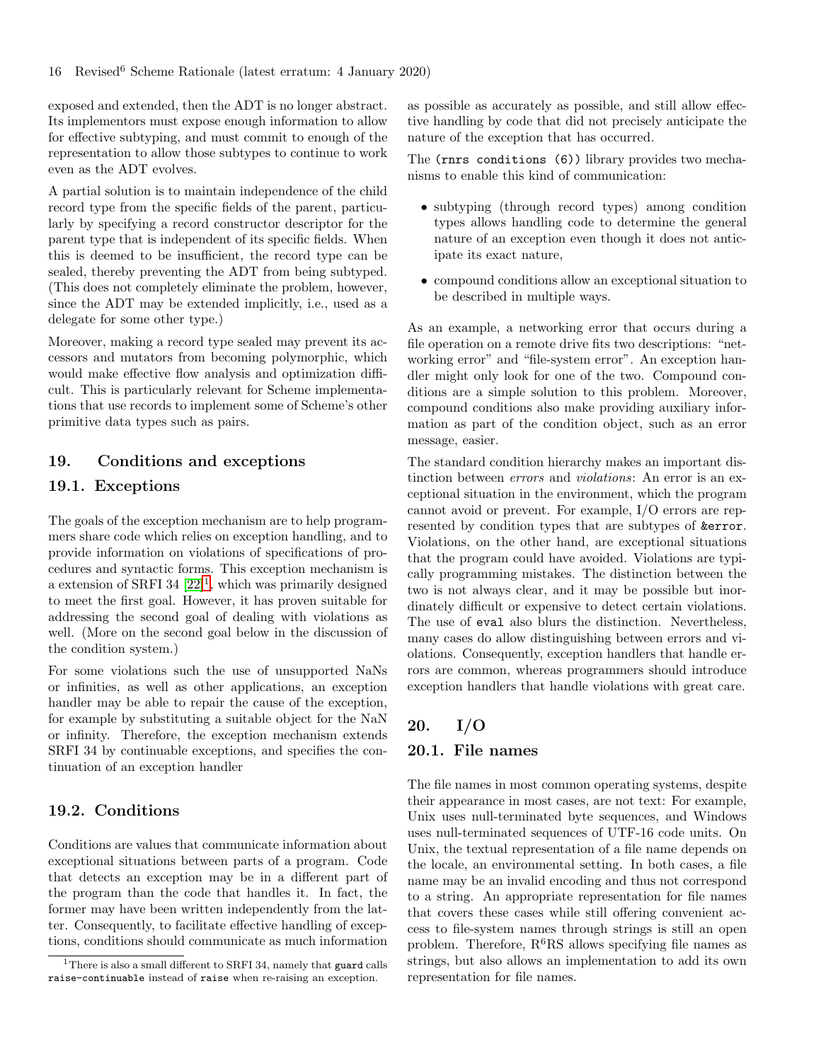exposed and extended, then the ADT is no longer abstract. Its implementors must expose enough information to allow for effective subtyping, and must commit to enough of the representation to allow those subtypes to continue to work even as the ADT evolves.

A partial solution is to maintain independence of the child record type from the specific fields of the parent, particularly by specifying a record constructor descriptor for the parent type that is independent of its specific fields. When this is deemed to be insufficient, the record type can be sealed, thereby preventing the ADT from being subtyped. (This does not completely eliminate the problem, however, since the ADT may be extended implicitly, i.e., used as a delegate for some other type.)

Moreover, making a record type sealed may prevent its accessors and mutators from becoming polymorphic, which would make effective flow analysis and optimization difficult. This is particularly relevant for Scheme implementations that use records to implement some of Scheme's other primitive data types such as pairs.

## 19. Conditions and exceptions

### 19.1. Exceptions

The goals of the exception mechanism are to help programmers share code which relies on exception handling, and to provide information on violations of specifications of procedures and syntactic forms. This exception mechanism is a extension of SRFI 34 [22][1], which was primarily designed to meet the first goal. However, it has proven suitable for addressing the second goal of dealing with violations as well. (More on the second goal below in the discussion of the condition system.)

For some violations such the use of unsupported NaNs or infinities, as well as other applications, an exception handler may be able to repair the cause of the exception, for example by substituting a suitable object for the NaN or infinity. Therefore, the exception mechanism extends SRFI 34 by continuable exceptions, and specifies the continuation of an exception handler

### 19.2. Conditions

Conditions are values that communicate information about exceptional situations between parts of a program. Code that detects an exception may be in a different part of the program than the code that handles it. In fact, the former may have been written independently from the latter. Consequently, to facilitate effective handling of exceptions, conditions should communicate as much information as possible as accurately as possible, and still allow effective handling by code that did not precisely anticipate the nature of the exception that has occurred.

The `(rnrs conditions (6))` library provides two mechanisms to enable this kind of communication:

- subtyping (through record types) among condition types allows handling code to determine the general nature of an exception even though it does not anticipate its exact nature,
- compound conditions allow an exceptional situation to be described in multiple ways.

As an example, a networking error that occurs during a file operation on a remote drive fits two descriptions: "networking error" and "file-system error". An exception handler might only look for one of the two. Compound conditions are a simple solution to this problem. Moreover, compound conditions also make providing auxiliary information as part of the condition object, such as an error message, easier.

The standard condition hierarchy makes an important distinction between *errors* and *violations*: An error is an exceptional situation in the environment, which the program cannot avoid or prevent. For example, I/O errors are represented by condition types that are subtypes of `&error`. Violations, on the other hand, are exceptional situations that the program could have avoided. Violations are typically programming mistakes. The distinction between the two is not always clear, and it may be possible but inordinately difficult or expensive to detect certain violations. The use of `eval` also blurs the distinction. Nevertheless, many cases do allow distinguishing between errors and violations. Consequently, exception handlers that handle errors are common, whereas programmers should introduce exception handlers that handle violations with great care.

## 20. I/O

### 20.1. File names

The file names in most common operating systems, despite their appearance in most cases, are not text: For example, Unix uses null-terminated byte sequences, and Windows uses null-terminated sequences of UTF-16 code units. On Unix, the textual representation of a file name depends on the locale, an environmental setting. In both cases, a file name may be an invalid encoding and thus not correspond to a string. An appropriate representation for file names that covers these cases while still offering convenient access to file-system names through strings is still an open problem. Therefore, R[6]RS allows specifying file names as strings, but also allows an implementation to add its own representation for file names.

[1] There is also a small different to SRFI 34, namely that `guard` calls `raise-continuable` instead of `raise` when re-raising an exception.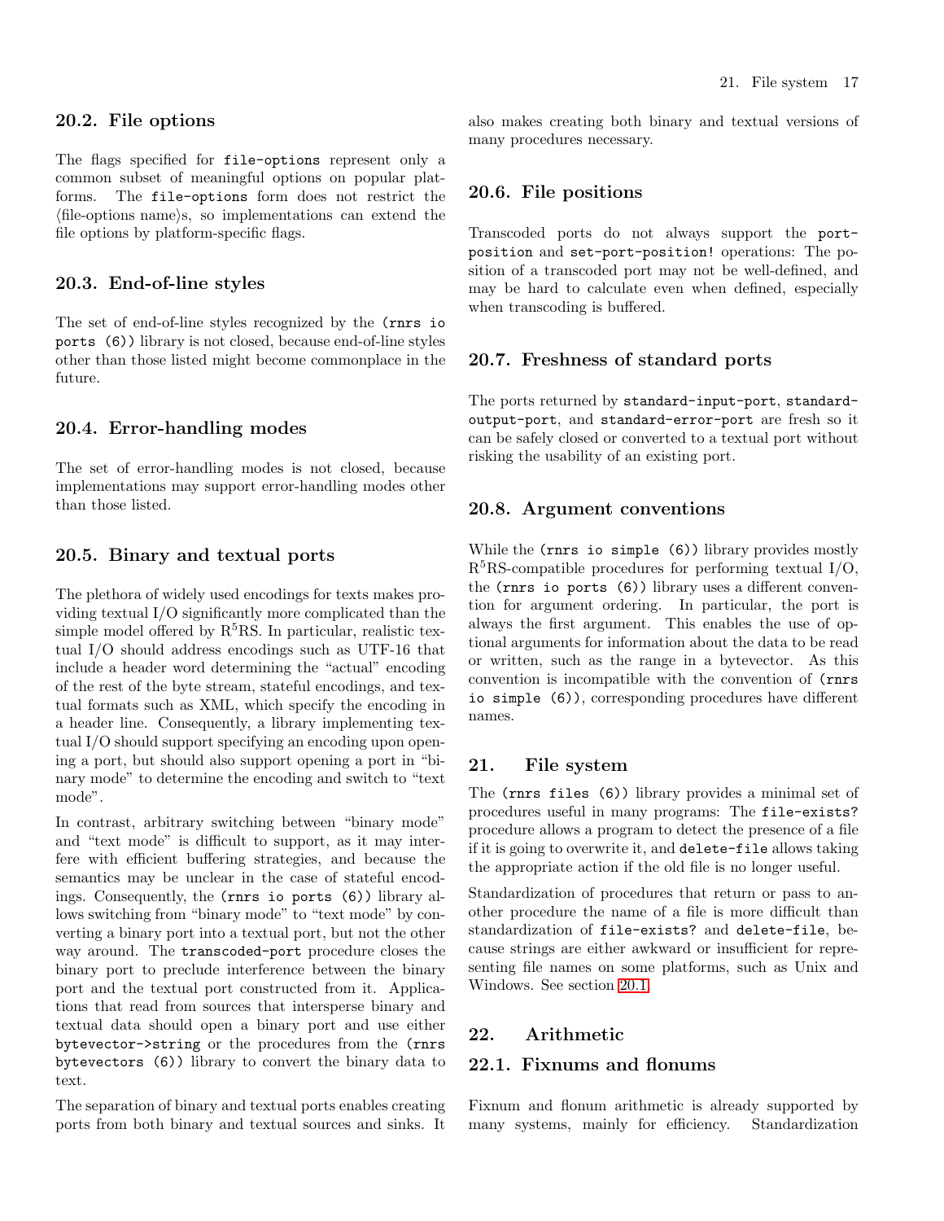## 20.2. File options

The flags specified for `file-options` represent only a common subset of meaningful options on popular platforms. The `file-options` form does not restrict the ⟨file-options name⟩s, so implementations can extend the file options by platform-specific flags.

## 20.3. End-of-line styles

The set of end-of-line styles recognized by the `(rnrs io ports (6))` library is not closed, because end-of-line styles other than those listed might become commonplace in the future.

## 20.4. Error-handling modes

The set of error-handling modes is not closed, because implementations may support error-handling modes other than those listed.

## 20.5. Binary and textual ports

The plethora of widely used encodings for texts makes providing textual I/O significantly more complicated than the simple model offered by R$^5$RS. In particular, realistic textual I/O should address encodings such as UTF-16 that include a header word determining the "actual" encoding of the rest of the byte stream, stateful encodings, and textual formats such as XML, which specify the encoding in a header line. Consequently, a library implementing textual I/O should support specifying an encoding upon opening a port, but should also support opening a port in "binary mode" to determine the encoding and switch to "text mode".

In contrast, arbitrary switching between "binary mode" and "text mode" is difficult to support, as it may interfere with efficient buffering strategies, and because the semantics may be unclear in the case of stateful encodings. Consequently, the `(rnrs io ports (6))` library allows switching from "binary mode" to "text mode" by converting a binary port into a textual port, but not the other way around. The `transcoded-port` procedure closes the binary port to preclude interference between the binary port and the textual port constructed from it. Applications that read from sources that intersperse binary and textual data should open a binary port and use either `bytevector->string` or the procedures from the `(rnrs bytevectors (6))` library to convert the binary data to text.

The separation of binary and textual ports enables creating ports from both binary and textual sources and sinks. It also makes creating both binary and textual versions of many procedures necessary.

## 20.6. File positions

Transcoded ports do not always support the `port-position` and `set-port-position!` operations: The position of a transcoded port may not be well-defined, and may be hard to calculate even when defined, especially when transcoding is buffered.

## 20.7. Freshness of standard ports

The ports returned by `standard-input-port`, `standard-output-port`, and `standard-error-port` are fresh so it can be safely closed or converted to a textual port without risking the usability of an existing port.

## 20.8. Argument conventions

While the `(rnrs io simple (6))` library provides mostly R$^5$RS-compatible procedures for performing textual I/O, the `(rnrs io ports (6))` library uses a different convention for argument ordering. In particular, the port is always the first argument. This enables the use of optional arguments for information about the data to be read or written, such as the range in a bytevector. As this convention is incompatible with the convention of `(rnrs io simple (6))`, corresponding procedures have different names.

# 21. File system

The `(rnrs files (6))` library provides a minimal set of procedures useful in many programs: The `file-exists?` procedure allows a program to detect the presence of a file if it is going to overwrite it, and `delete-file` allows taking the appropriate action if the old file is no longer useful.

Standardization of procedures that return or pass to another procedure the name of a file is more difficult than standardization of `file-exists?` and `delete-file`, because strings are either awkward or insufficient for representing file names on some platforms, such as Unix and Windows. See section 20.1.

# 22. Arithmetic

## 22.1. Fixnums and flonums

Fixnum and flonum arithmetic is already supported by many systems, mainly for efficiency. Standardization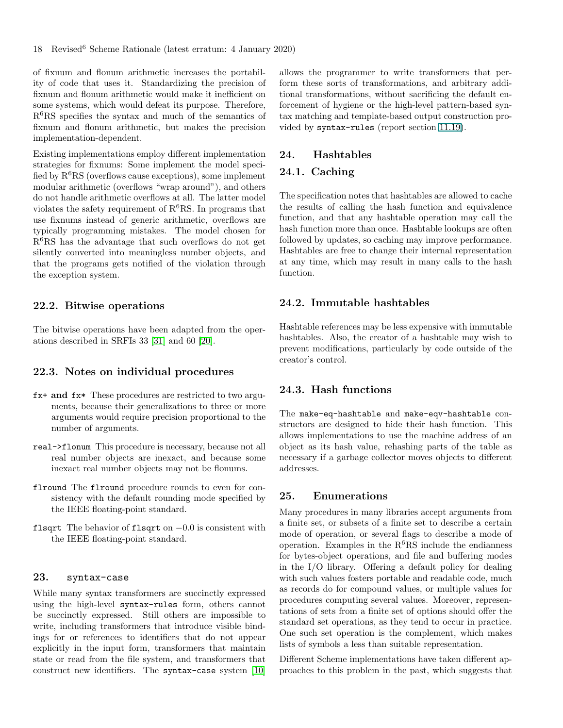of fixnum and flonum arithmetic increases the portability of code that uses it. Standardizing the precision of fixnum and flonum arithmetic would make it inefficient on some systems, which would defeat its purpose. Therefore, R$^6$RS specifies the syntax and much of the semantics of fixnum and flonum arithmetic, but makes the precision implementation-dependent.

Existing implementations employ different implementation strategies for fixnums: Some implement the model specified by R$^6$RS (overflows cause exceptions), some implement modular arithmetic (overflows "wrap around"), and others do not handle arithmetic overflows at all. The latter model violates the safety requirement of R$^6$RS. In programs that use fixnums instead of generic arithmetic, overflows are typically programming mistakes. The model chosen for R$^6$RS has the advantage that such overflows do not get silently converted into meaningless number objects, and that the programs gets notified of the violation through the exception system.

### 22.2. Bitwise operations

The bitwise operations have been adapted from the operations described in SRFIs 33 [31] and 60 [20].

### 22.3. Notes on individual procedures

- `fx+` **and** `fx*` These procedures are restricted to two arguments, because their generalizations to three or more arguments would require precision proportional to the number of arguments.
- `real->flonum` This procedure is necessary, because not all real number objects are inexact, and because some inexact real number objects may not be flonums.
- `flround` The `flround` procedure rounds to even for consistency with the default rounding mode specified by the IEEE floating-point standard.
- `flsqrt` The behavior of `flsqrt` on $-0.0$ is consistent with the IEEE floating-point standard.

## 23. `syntax-case`

While many syntax transformers are succinctly expressed using the high-level `syntax-rules` form, others cannot be succinctly expressed. Still others are impossible to write, including transformers that introduce visible bindings for or references to identifiers that do not appear explicitly in the input form, transformers that maintain state or read from the file system, and transformers that construct new identifiers. The `syntax-case` system [10] allows the programmer to write transformers that perform these sorts of transformations, and arbitrary additional transformations, without sacrificing the default enforcement of hygiene or the high-level pattern-based syntax matching and template-based output construction provided by `syntax-rules` (report section 11.19).

## 24. Hashtables

### 24.1. Caching

The specification notes that hashtables are allowed to cache the results of calling the hash function and equivalence function, and that any hashtable operation may call the hash function more than once. Hashtable lookups are often followed by updates, so caching may improve performance. Hashtables are free to change their internal representation at any time, which may result in many calls to the hash function.

### 24.2. Immutable hashtables

Hashtable references may be less expensive with immutable hashtables. Also, the creator of a hashtable may wish to prevent modifications, particularly by code outside of the creator's control.

### 24.3. Hash functions

The `make-eq-hashtable` and `make-eqv-hashtable` constructors are designed to hide their hash function. This allows implementations to use the machine address of an object as its hash value, rehashing parts of the table as necessary if a garbage collector moves objects to different addresses.

## 25. Enumerations

Many procedures in many libraries accept arguments from a finite set, or subsets of a finite set to describe a certain mode of operation, or several flags to describe a mode of operation. Examples in the R$^6$RS include the endianness for bytes-object operations, and file and buffering modes in the I/O library. Offering a default policy for dealing with such values fosters portable and readable code, much as records do for compound values, or multiple values for procedures computing several values. Moreover, representations of sets from a finite set of options should offer the standard set operations, as they tend to occur in practice. One such set operation is the complement, which makes lists of symbols a less than suitable representation.

Different Scheme implementations have taken different approaches to this problem in the past, which suggests that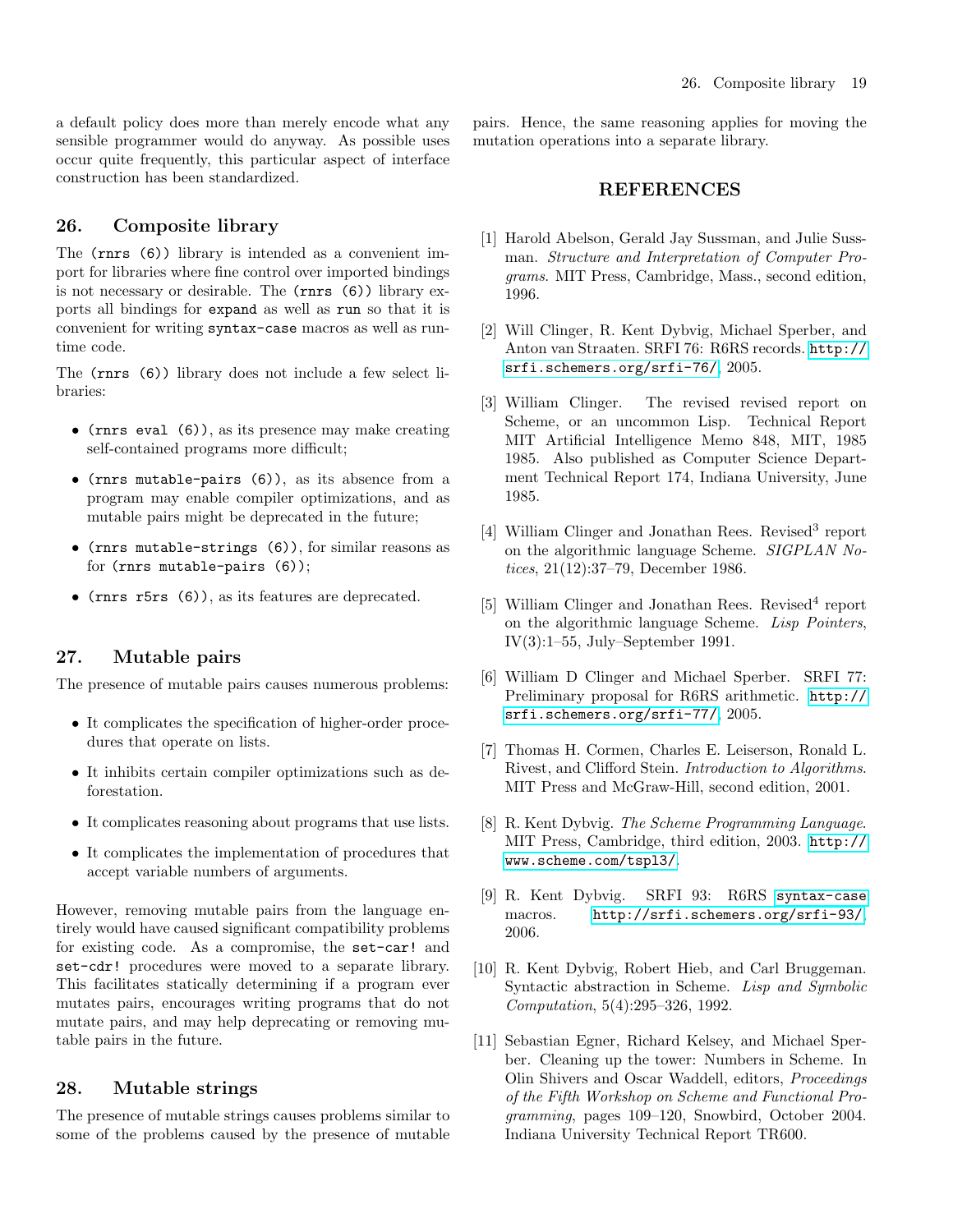a default policy does more than merely encode what any sensible programmer would do anyway. As possible uses occur quite frequently, this particular aspect of interface construction has been standardized.

## 26. Composite library

The `(rnrs (6))` library is intended as a convenient import for libraries where fine control over imported bindings is not necessary or desirable. The `(rnrs (6))` library exports all bindings for `expand` as well as `run` so that it is convenient for writing `syntax-case` macros as well as run-time code.

The `(rnrs (6))` library does not include a few select libraries:

- `(rnrs eval (6))`, as its presence may make creating self-contained programs more difficult;
- `(rnrs mutable-pairs (6))`, as its absence from a program may enable compiler optimizations, and as mutable pairs might be deprecated in the future;
- `(rnrs mutable-strings (6))`, for similar reasons as for `(rnrs mutable-pairs (6))`;
- `(rnrs r5rs (6))`, as its features are deprecated.

## 27. Mutable pairs

The presence of mutable pairs causes numerous problems:

- It complicates the specification of higher-order procedures that operate on lists.
- It inhibits certain compiler optimizations such as deforestation.
- It complicates reasoning about programs that use lists.
- It complicates the implementation of procedures that accept variable numbers of arguments.

However, removing mutable pairs from the language entirely would have caused significant compatibility problems for existing code. As a compromise, the `set-car!` and `set-cdr!` procedures were moved to a separate library. This facilitates statically determining if a program ever mutates pairs, encourages writing programs that do not mutate pairs, and may help deprecating or removing mutable pairs in the future.

## 28. Mutable strings

The presence of mutable strings causes problems similar to some of the problems caused by the presence of mutable pairs. Hence, the same reasoning applies for moving the mutation operations into a separate library.

## REFERENCES

[1] Harold Abelson, Gerald Jay Sussman, and Julie Sussman. *Structure and Interpretation of Computer Programs*. MIT Press, Cambridge, Mass., second edition, 1996.

[2] Will Clinger, R. Kent Dybvig, Michael Sperber, and Anton van Straaten. SRFI 76: R6RS records. http://srfi.schemers.org/srfi-76/, 2005.

[3] William Clinger. The revised revised report on Scheme, or an uncommon Lisp. Technical Report MIT Artificial Intelligence Memo 848, MIT, 1985 1985. Also published as Computer Science Department Technical Report 174, Indiana University, June 1985.

[4] William Clinger and Jonathan Rees. Revised[3] report on the algorithmic language Scheme. *SIGPLAN Notices*, 21(12):37–79, December 1986.

[5] William Clinger and Jonathan Rees. Revised[4] report on the algorithmic language Scheme. *Lisp Pointers*, IV(3):1–55, July–September 1991.

[6] William D Clinger and Michael Sperber. SRFI 77: Preliminary proposal for R6RS arithmetic. http://srfi.schemers.org/srfi-77/, 2005.

[7] Thomas H. Cormen, Charles E. Leiserson, Ronald L. Rivest, and Clifford Stein. *Introduction to Algorithms*. MIT Press and McGraw-Hill, second edition, 2001.

[8] R. Kent Dybvig. *The Scheme Programming Language*. MIT Press, Cambridge, third edition, 2003. http://www.scheme.com/tspl3/.

[9] R. Kent Dybvig. SRFI 93: R6RS `syntax-case` macros. http://srfi.schemers.org/srfi-93/, 2006.

[10] R. Kent Dybvig, Robert Hieb, and Carl Bruggeman. Syntactic abstraction in Scheme. *Lisp and Symbolic Computation*, 5(4):295–326, 1992.

[11] Sebastian Egner, Richard Kelsey, and Michael Sperber. Cleaning up the tower: Numbers in Scheme. In Olin Shivers and Oscar Waddell, editors, *Proceedings of the Fifth Workshop on Scheme and Functional Programming*, pages 109–120, Snowbird, October 2004. Indiana University Technical Report TR600.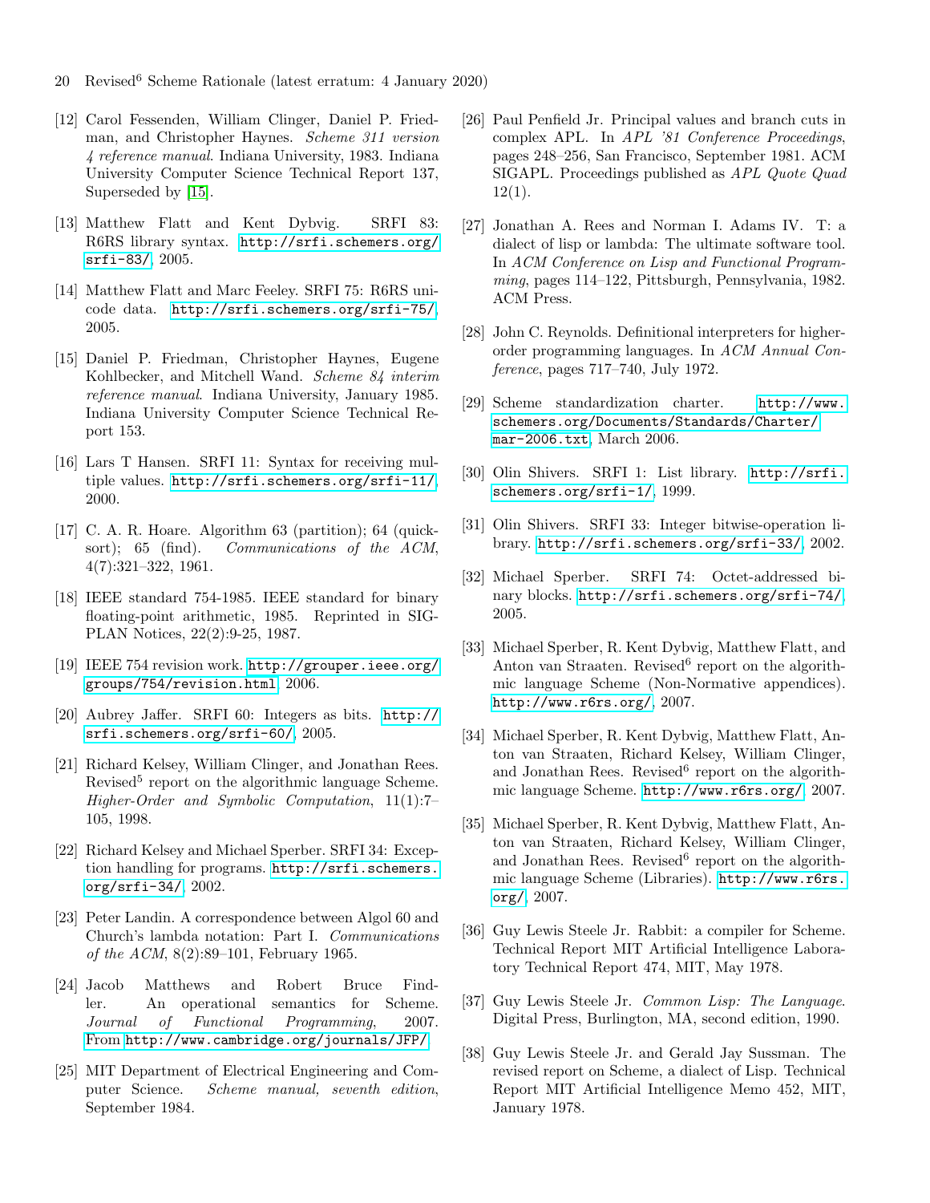[12] Carol Fessenden, William Clinger, Daniel P. Friedman, and Christopher Haynes. *Scheme 311 version 4 reference manual*. Indiana University, 1983. Indiana University Computer Science Technical Report 137, Superseded by [15].

[13] Matthew Flatt and Kent Dybvig. SRFI 83: R6RS library syntax. `http://srfi.schemers.org/srfi-83/`, 2005.

[14] Matthew Flatt and Marc Feeley. SRFI 75: R6RS unicode data. `http://srfi.schemers.org/srfi-75/`, 2005.

[15] Daniel P. Friedman, Christopher Haynes, Eugene Kohlbecker, and Mitchell Wand. *Scheme 84 interim reference manual*. Indiana University, January 1985. Indiana University Computer Science Technical Report 153.

[16] Lars T Hansen. SRFI 11: Syntax for receiving multiple values. `http://srfi.schemers.org/srfi-11/`, 2000.

[17] C. A. R. Hoare. Algorithm 63 (partition); 64 (quicksort); 65 (find). *Communications of the ACM*, 4(7):321–322, 1961.

[18] IEEE standard 754-1985. IEEE standard for binary floating-point arithmetic, 1985. Reprinted in SIGPLAN Notices, 22(2):9-25, 1987.

[19] IEEE 754 revision work. `http://grouper.ieee.org/groups/754/revision.html`, 2006.

[20] Aubrey Jaffer. SRFI 60: Integers as bits. `http://srfi.schemers.org/srfi-60/`, 2005.

[21] Richard Kelsey, William Clinger, and Jonathan Rees. Revised[5] report on the algorithmic language Scheme. *Higher-Order and Symbolic Computation*, 11(1):7–105, 1998.

[22] Richard Kelsey and Michael Sperber. SRFI 34: Exception handling for programs. `http://srfi.schemers.org/srfi-34/`, 2002.

[23] Peter Landin. A correspondence between Algol 60 and Church's lambda notation: Part I. *Communications of the ACM*, 8(2):89–101, February 1965.

[24] Jacob Matthews and Robert Bruce Findler. An operational semantics for Scheme. *Journal of Functional Programming*, 2007. From `http://www.cambridge.org/journals/JFP/`.

[25] MIT Department of Electrical Engineering and Computer Science. *Scheme manual, seventh edition*, September 1984.

[26] Paul Penfield Jr. Principal values and branch cuts in complex APL. In *APL '81 Conference Proceedings*, pages 248–256, San Francisco, September 1981. ACM SIGAPL. Proceedings published as *APL Quote Quad* 12(1).

[27] Jonathan A. Rees and Norman I. Adams IV. T: a dialect of lisp or lambda: The ultimate software tool. In *ACM Conference on Lisp and Functional Programming*, pages 114–122, Pittsburgh, Pennsylvania, 1982. ACM Press.

[28] John C. Reynolds. Definitional interpreters for higher-order programming languages. In *ACM Annual Conference*, pages 717–740, July 1972.

[29] Scheme standardization charter. `http://www.schemers.org/Documents/Standards/Charter/mar-2006.txt`, March 2006.

[30] Olin Shivers. SRFI 1: List library. `http://srfi.schemers.org/srfi-1/`, 1999.

[31] Olin Shivers. SRFI 33: Integer bitwise-operation library. `http://srfi.schemers.org/srfi-33/`, 2002.

[32] Michael Sperber. SRFI 74: Octet-addressed binary blocks. `http://srfi.schemers.org/srfi-74/`, 2005.

[33] Michael Sperber, R. Kent Dybvig, Matthew Flatt, and Anton van Straaten. Revised[6] report on the algorithmic language Scheme (Non-Normative appendices). `http://www.r6rs.org/`, 2007.

[34] Michael Sperber, R. Kent Dybvig, Matthew Flatt, Anton van Straaten, Richard Kelsey, William Clinger, and Jonathan Rees. Revised[6] report on the algorithmic language Scheme. `http://www.r6rs.org/`, 2007.

[35] Michael Sperber, R. Kent Dybvig, Matthew Flatt, Anton van Straaten, Richard Kelsey, William Clinger, and Jonathan Rees. Revised[6] report on the algorithmic language Scheme (Libraries). `http://www.r6rs.org/`, 2007.

[36] Guy Lewis Steele Jr. Rabbit: a compiler for Scheme. Technical Report MIT Artificial Intelligence Laboratory Technical Report 474, MIT, May 1978.

[37] Guy Lewis Steele Jr. *Common Lisp: The Language*. Digital Press, Burlington, MA, second edition, 1990.

[38] Guy Lewis Steele Jr. and Gerald Jay Sussman. The revised report on Scheme, a dialect of Lisp. Technical Report MIT Artificial Intelligence Memo 452, MIT, January 1978.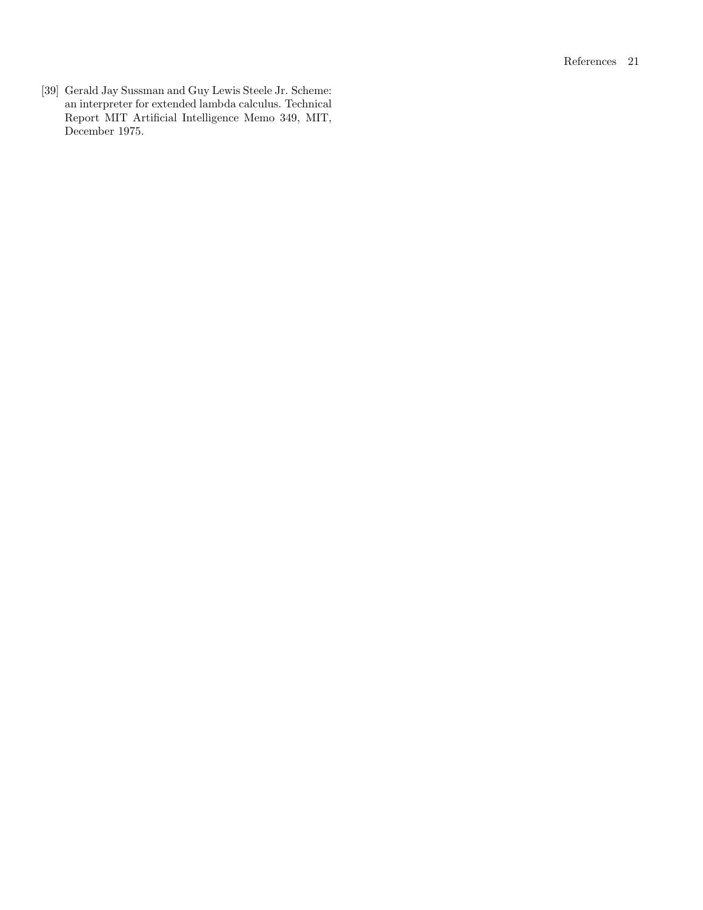[39] Gerald Jay Sussman and Guy Lewis Steele Jr. Scheme: an interpreter for extended lambda calculus. Technical Report MIT Artificial Intelligence Memo 349, MIT, December 1975.